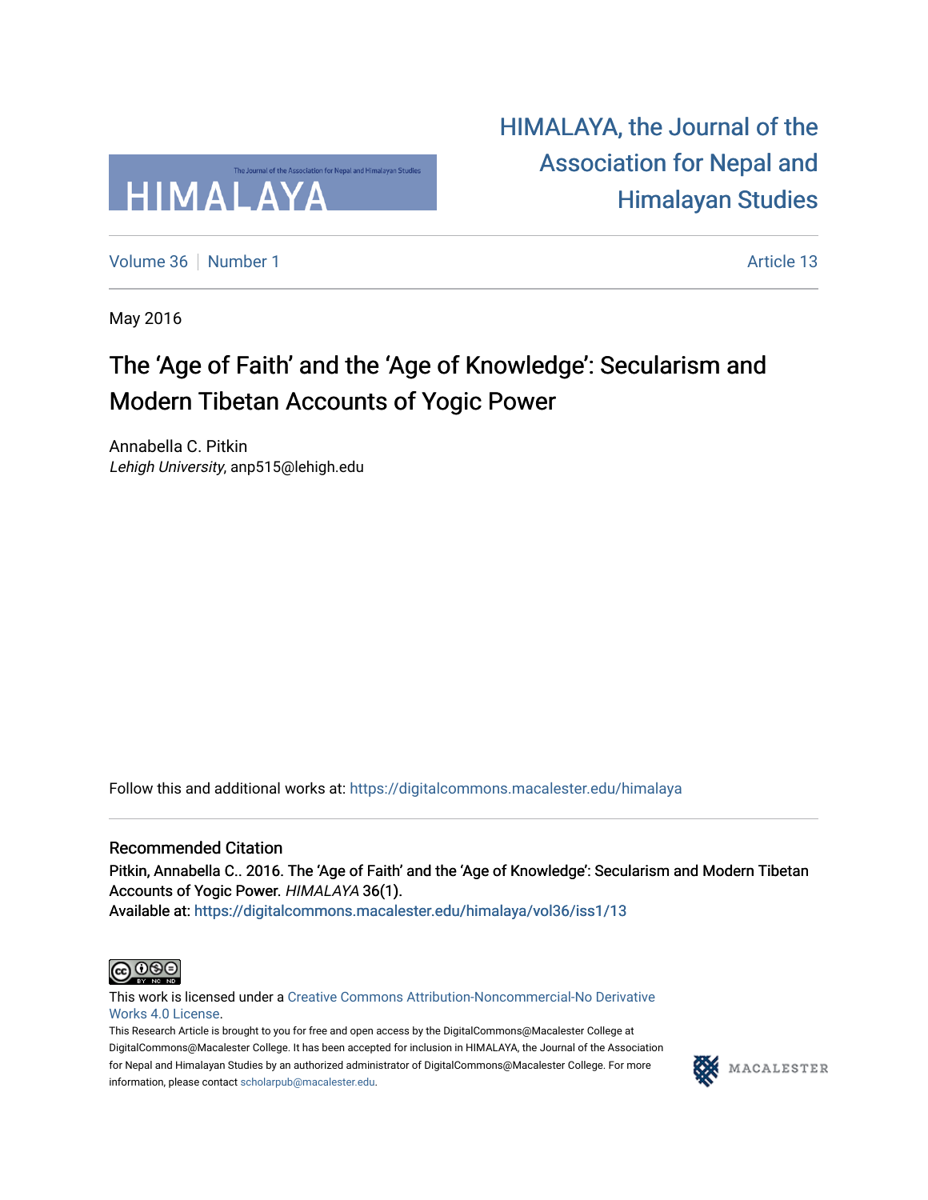# HIMALAYA, the Journal of the Association for Nepal and Himalayan Studies

Volume 36 | Number 1 | Article 13

May 2016

## The 'Age of Faith' and the 'Age of Knowledge': Secularism and Modern Tibetan Accounts of Yogic Power

Annabella C. Pitkin
*Lehigh University*, anp515@lehigh.edu

Follow this and additional works at: https://digitalcommons.macalester.edu/himalaya

### Recommended Citation

Pitkin, Annabella C.. 2016. The 'Age of Faith' and the 'Age of Knowledge': Secularism and Modern Tibetan Accounts of Yogic Power. *HIMALAYA* 36(1).
Available at: https://digitalcommons.macalester.edu/himalaya/vol36/iss1/13

This work is licensed under a Creative Commons Attribution-Noncommercial-No Derivative Works 4.0 License.
This Research Article is brought to you for free and open access by the DigitalCommons@Macalester College at DigitalCommons@Macalester College. It has been accepted for inclusion in HIMALAYA, the Journal of the Association for Nepal and Himalayan Studies by an authorized administrator of DigitalCommons@Macalester College. For more information, please contact scholarpub@macalester.edu.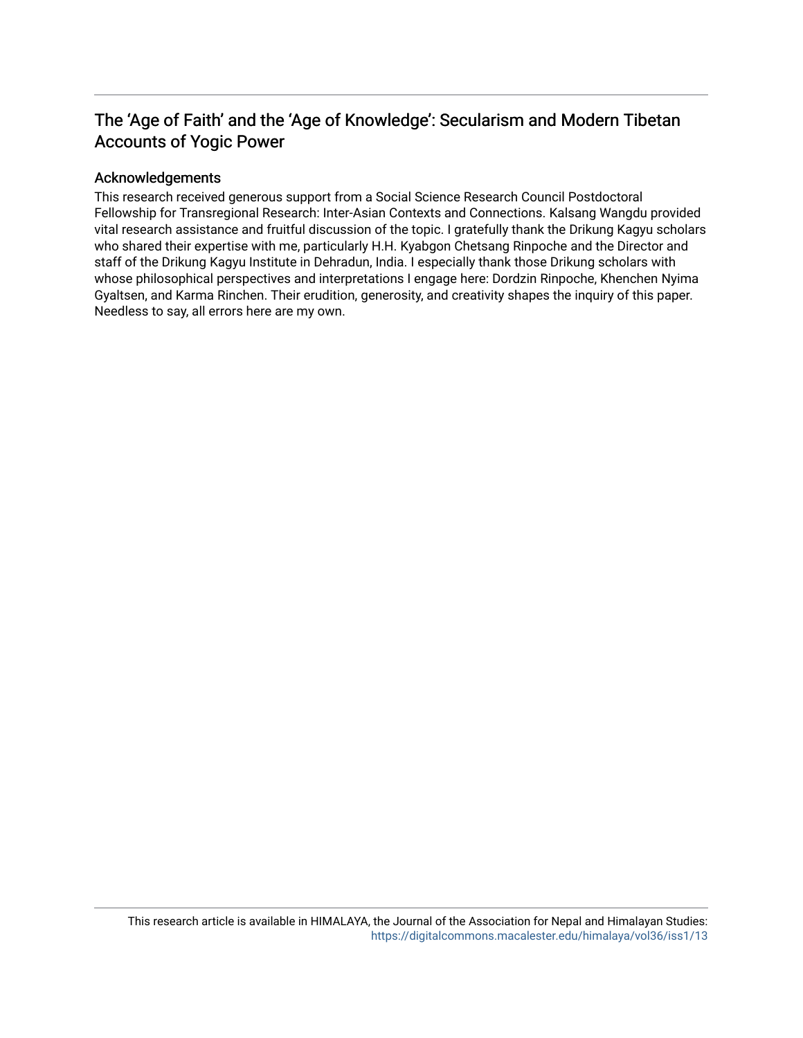## The 'Age of Faith' and the 'Age of Knowledge': Secularism and Modern Tibetan Accounts of Yogic Power

### Acknowledgements

This research received generous support from a Social Science Research Council Postdoctoral Fellowship for Transregional Research: Inter-Asian Contexts and Connections. Kalsang Wangdu provided vital research assistance and fruitful discussion of the topic. I gratefully thank the Drikung Kagyu scholars who shared their expertise with me, particularly H.H. Kyabgon Chetsang Rinpoche and the Director and staff of the Drikung Kagyu Institute in Dehradun, India. I especially thank those Drikung scholars with whose philosophical perspectives and interpretations I engage here: Dordzin Rinpoche, Khenchen Nyima Gyaltsen, and Karma Rinchen. Their erudition, generosity, and creativity shapes the inquiry of this paper. Needless to say, all errors here are my own.

This research article is available in HIMALAYA, the Journal of the Association for Nepal and Himalayan Studies: https://digitalcommons.macalester.edu/himalaya/vol36/iss1/13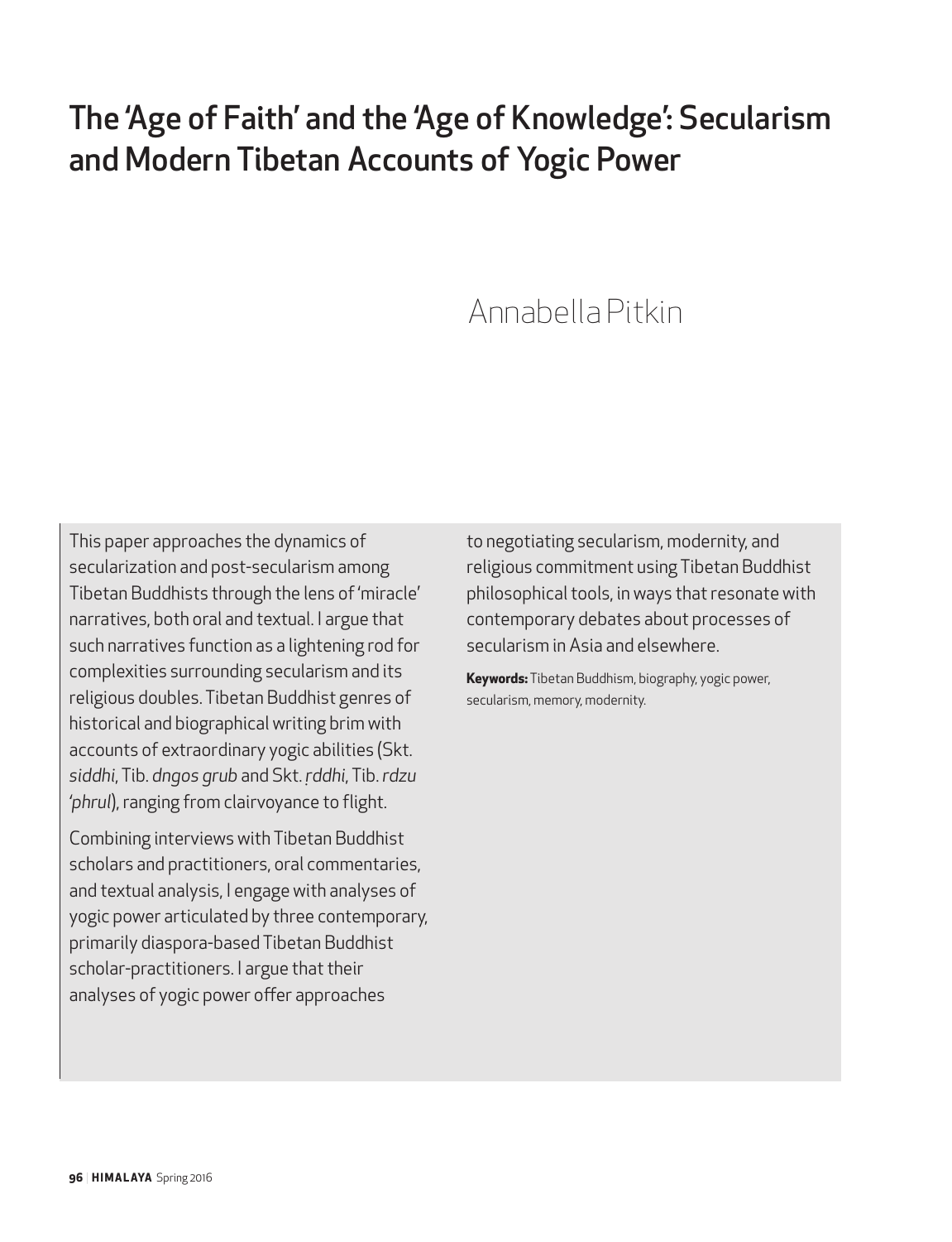# The 'Age of Faith' and the 'Age of Knowledge': Secularism and Modern Tibetan Accounts of Yogic Power

Annabella Pitkin

This paper approaches the dynamics of secularization and post-secularism among Tibetan Buddhists through the lens of 'miracle' narratives, both oral and textual. I argue that such narratives function as a lightening rod for complexities surrounding secularism and its religious doubles. Tibetan Buddhist genres of historical and biographical writing brim with accounts of extraordinary yogic abilities (Skt. *siddhi*, Tib. *dngos grub* and Skt. *ṛddhi*, Tib. *rdzu 'phrul*), ranging from clairvoyance to flight.

Combining interviews with Tibetan Buddhist scholars and practitioners, oral commentaries, and textual analysis, I engage with analyses of yogic power articulated by three contemporary, primarily diaspora-based Tibetan Buddhist scholar-practitioners. I argue that their analyses of yogic power offer approaches to negotiating secularism, modernity, and religious commitment using Tibetan Buddhist philosophical tools, in ways that resonate with contemporary debates about processes of secularism in Asia and elsewhere.

**Keywords:** Tibetan Buddhism, biography, yogic power, secularism, memory, modernity.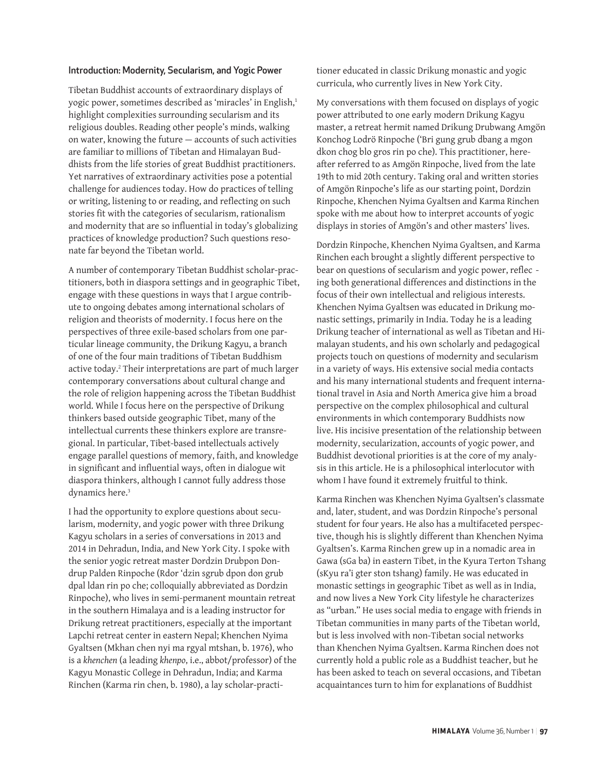## Introduction: Modernity, Secularism, and Yogic Power

Tibetan Buddhist accounts of extraordinary displays of yogic power, sometimes described as 'miracles' in English,[1] highlight complexities surrounding secularism and its religious doubles. Reading other people's minds, walking on water, knowing the future — accounts of such activities are familiar to millions of Tibetan and Himalayan Buddhists from the life stories of great Buddhist practitioners. Yet narratives of extraordinary activities pose a potential challenge for audiences today. How do practices of telling or writing, listening to or reading, and reflecting on such stories fit with the categories of secularism, rationalism and modernity that are so influential in today's globalizing practices of knowledge production? Such questions resonate far beyond the Tibetan world.

A number of contemporary Tibetan Buddhist scholar-practitioners, both in diaspora settings and in geographic Tibet, engage with these questions in ways that I argue contribute to ongoing debates among international scholars of religion and theorists of modernity. I focus here on the perspectives of three exile-based scholars from one particular lineage community, the Drikung Kagyu, a branch of one of the four main traditions of Tibetan Buddhism active today.[2] Their interpretations are part of much larger contemporary conversations about cultural change and the role of religion happening across the Tibetan Buddhist world. While I focus here on the perspective of Drikung thinkers based outside geographic Tibet, many of the intellectual currents these thinkers explore are transregional. In particular, Tibet-based intellectuals actively engage parallel questions of memory, faith, and knowledge in significant and influential ways, often in dialogue wit diaspora thinkers, although I cannot fully address those dynamics here.[3]

I had the opportunity to explore questions about secularism, modernity, and yogic power with three Drikung Kagyu scholars in a series of conversations in 2013 and 2014 in Dehradun, India, and New York City. I spoke with the senior yogic retreat master Dordzin Drubpon Dondrup Palden Rinpoche (Rdor 'dzin sgrub dpon don grub dpal ldan rin po che; colloquially abbreviated as Dordzin Rinpoche), who lives in semi-permanent mountain retreat in the southern Himalaya and is a leading instructor for Drikung retreat practitioners, especially at the important Lapchi retreat center in eastern Nepal; Khenchen Nyima Gyaltsen (Mkhan chen nyi ma rgyal mtshan, b. 1976), who is a *khenchen* (a leading *khenpo*, i.e., abbot/professor) of the Kagyu Monastic College in Dehradun, India; and Karma Rinchen (Karma rin chen, b. 1980), a lay scholar-practitioner educated in classic Drikung monastic and yogic curricula, who currently lives in New York City.

My conversations with them focused on displays of yogic power attributed to one early modern Drikung Kagyu master, a retreat hermit named Drikung Drubwang Amgön Konchog Lodrö Rinpoche ('Bri gung grub dbang a mgon dkon chog blo gros rin po che). This practitioner, hereafter referred to as Amgön Rinpoche, lived from the late 19th to mid 20th century. Taking oral and written stories of Amgön Rinpoche's life as our starting point, Dordzin Rinpoche, Khenchen Nyima Gyaltsen and Karma Rinchen spoke with me about how to interpret accounts of yogic displays in stories of Amgön's and other masters' lives.

Dordzin Rinpoche, Khenchen Nyima Gyaltsen, and Karma Rinchen each brought a slightly different perspective to bear on questions of secularism and yogic power, reflecting both generational differences and distinctions in the focus of their own intellectual and religious interests. Khenchen Nyima Gyaltsen was educated in Drikung monastic settings, primarily in India. Today he is a leading Drikung teacher of international as well as Tibetan and Himalayan students, and his own scholarly and pedagogical projects touch on questions of modernity and secularism in a variety of ways. His extensive social media contacts and his many international students and frequent international travel in Asia and North America give him a broad perspective on the complex philosophical and cultural environments in which contemporary Buddhists now live. His incisive presentation of the relationship between modernity, secularization, accounts of yogic power, and Buddhist devotional priorities is at the core of my analysis in this article. He is a philosophical interlocutor with whom I have found it extremely fruitful to think.

Karma Rinchen was Khenchen Nyima Gyaltsen's classmate and, later, student, and was Dordzin Rinpoche's personal student for four years. He also has a multifaceted perspective, though his is slightly different than Khenchen Nyima Gyaltsen's. Karma Rinchen grew up in a nomadic area in Gawa (sGa ba) in eastern Tibet, in the Kyura Terton Tshang (sKyu ra'i gter ston tshang) family. He was educated in monastic settings in geographic Tibet as well as in India, and now lives a New York City lifestyle he characterizes as "urban." He uses social media to engage with friends in Tibetan communities in many parts of the Tibetan world, but is less involved with non-Tibetan social networks than Khenchen Nyima Gyaltsen. Karma Rinchen does not currently hold a public role as a Buddhist teacher, but he has been asked to teach on several occasions, and Tibetan acquaintances turn to him for explanations of Buddhist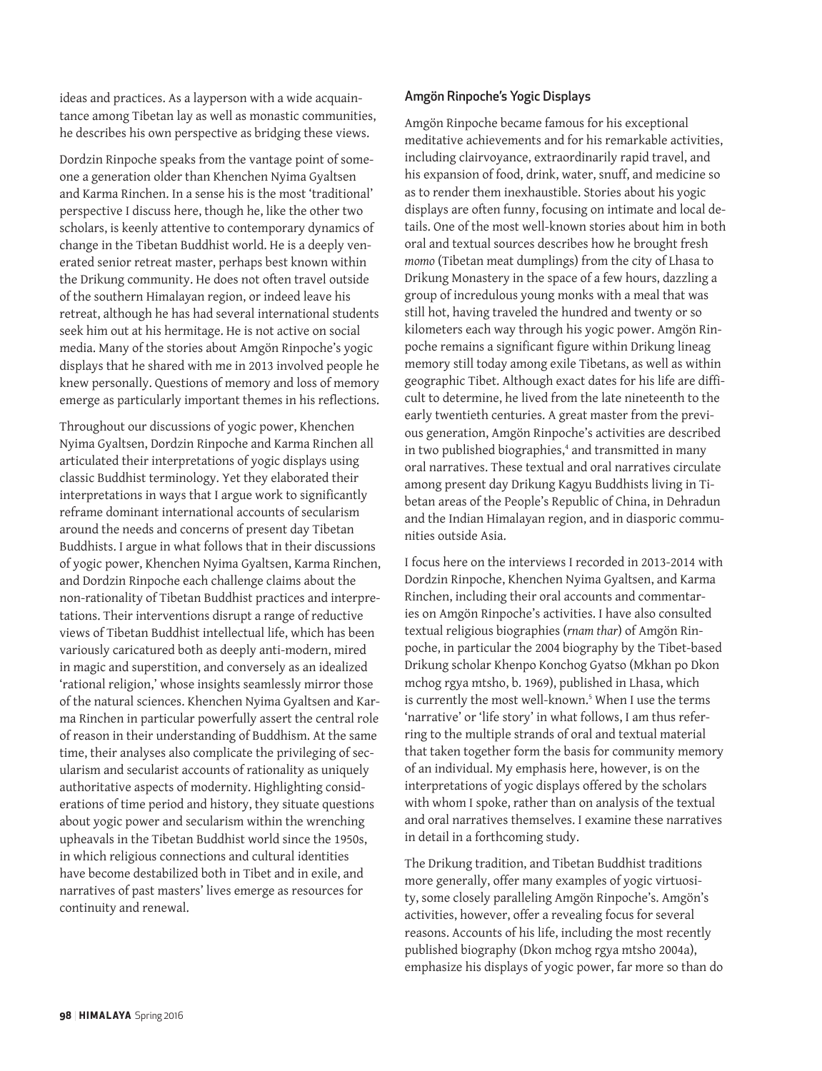ideas and practices. As a layperson with a wide acquaintance among Tibetan lay as well as monastic communities, he describes his own perspective as bridging these views.

Dordzin Rinpoche speaks from the vantage point of someone a generation older than Khenchen Nyima Gyaltsen and Karma Rinchen. In a sense his is the most 'traditional' perspective I discuss here, though he, like the other two scholars, is keenly attentive to contemporary dynamics of change in the Tibetan Buddhist world. He is a deeply venerated senior retreat master, perhaps best known within the Drikung community. He does not often travel outside of the southern Himalayan region, or indeed leave his retreat, although he has had several international students seek him out at his hermitage. He is not active on social media. Many of the stories about Amgön Rinpoche's yogic displays that he shared with me in 2013 involved people he knew personally. Questions of memory and loss of memory emerge as particularly important themes in his reflections.

Throughout our discussions of yogic power, Khenchen Nyima Gyaltsen, Dordzin Rinpoche and Karma Rinchen all articulated their interpretations of yogic displays using classic Buddhist terminology. Yet they elaborated their interpretations in ways that I argue work to significantly reframe dominant international accounts of secularism around the needs and concerns of present day Tibetan Buddhists. I argue in what follows that in their discussions of yogic power, Khenchen Nyima Gyaltsen, Karma Rinchen, and Dordzin Rinpoche each challenge claims about the non-rationality of Tibetan Buddhist practices and interpretations. Their interventions disrupt a range of reductive views of Tibetan Buddhist intellectual life, which has been variously caricatured both as deeply anti-modern, mired in magic and superstition, and conversely as an idealized 'rational religion,' whose insights seamlessly mirror those of the natural sciences. Khenchen Nyima Gyaltsen and Karma Rinchen in particular powerfully assert the central role of reason in their understanding of Buddhism. At the same time, their analyses also complicate the privileging of secularism and secularist accounts of rationality as uniquely authoritative aspects of modernity. Highlighting considerations of time period and history, they situate questions about yogic power and secularism within the wrenching upheavals in the Tibetan Buddhist world since the 1950s, in which religious connections and cultural identities have become destabilized both in Tibet and in exile, and narratives of past masters' lives emerge as resources for continuity and renewal.

### Amgön Rinpoche's Yogic Displays

Amgön Rinpoche became famous for his exceptional meditative achievements and for his remarkable activities, including clairvoyance, extraordinarily rapid travel, and his expansion of food, drink, water, snuff, and medicine so as to render them inexhaustible. Stories about his yogic displays are often funny, focusing on intimate and local details. One of the most well-known stories about him in both oral and textual sources describes how he brought fresh *momo* (Tibetan meat dumplings) from the city of Lhasa to Drikung Monastery in the space of a few hours, dazzling a group of incredulous young monks with a meal that was still hot, having traveled the hundred and twenty or so kilometers each way through his yogic power. Amgön Rinpoche remains a significant figure within Drikung lineag memory still today among exile Tibetans, as well as within geographic Tibet. Although exact dates for his life are difficult to determine, he lived from the late nineteenth to the early twentieth centuries. A great master from the previous generation, Amgön Rinpoche's activities are described in two published biographies,[4] and transmitted in many oral narratives. These textual and oral narratives circulate among present day Drikung Kagyu Buddhists living in Tibetan areas of the People's Republic of China, in Dehradun and the Indian Himalayan region, and in diasporic communities outside Asia.

I focus here on the interviews I recorded in 2013-2014 with Dordzin Rinpoche, Khenchen Nyima Gyaltsen, and Karma Rinchen, including their oral accounts and commentaries on Amgön Rinpoche's activities. I have also consulted textual religious biographies (*rnam thar*) of Amgön Rinpoche, in particular the 2004 biography by the Tibet-based Drikung scholar Khenpo Konchog Gyatso (Mkhan po Dkon mchog rgya mtsho, b. 1969), published in Lhasa, which is currently the most well-known.[5] When I use the terms 'narrative' or 'life story' in what follows, I am thus referring to the multiple strands of oral and textual material that taken together form the basis for community memory of an individual. My emphasis here, however, is on the interpretations of yogic displays offered by the scholars with whom I spoke, rather than on analysis of the textual and oral narratives themselves. I examine these narratives in detail in a forthcoming study.

The Drikung tradition, and Tibetan Buddhist traditions more generally, offer many examples of yogic virtuosity, some closely paralleling Amgön Rinpoche's. Amgön's activities, however, offer a revealing focus for several reasons. Accounts of his life, including the most recently published biography (Dkon mchog rgya mtsho 2004a), emphasize his displays of yogic power, far more so than do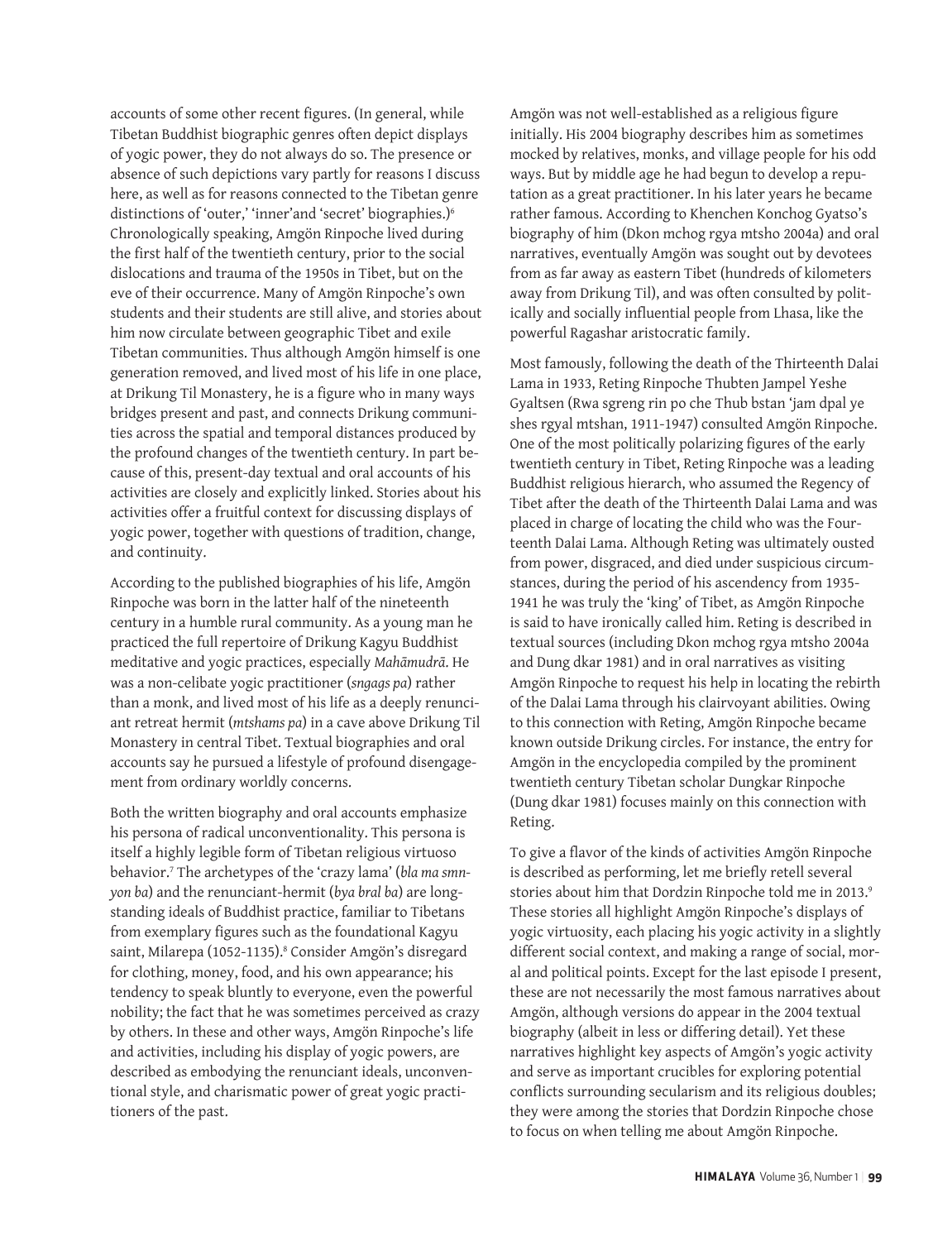accounts of some other recent figures. (In general, while Tibetan Buddhist biographic genres often depict displays of yogic power, they do not always do so. The presence or absence of such depictions vary partly for reasons I discuss here, as well as for reasons connected to the Tibetan genre distinctions of 'outer,' 'inner'and 'secret' biographies.)[6] Chronologically speaking, Amgön Rinpoche lived during the first half of the twentieth century, prior to the social dislocations and trauma of the 1950s in Tibet, but on the eve of their occurrence. Many of Amgön Rinpoche's own students and their students are still alive, and stories about him now circulate between geographic Tibet and exile Tibetan communities. Thus although Amgön himself is one generation removed, and lived most of his life in one place, at Drikung Til Monastery, he is a figure who in many ways bridges present and past, and connects Drikung communities across the spatial and temporal distances produced by the profound changes of the twentieth century. In part because of this, present-day textual and oral accounts of his activities are closely and explicitly linked. Stories about his activities offer a fruitful context for discussing displays of yogic power, together with questions of tradition, change, and continuity.

According to the published biographies of his life, Amgön Rinpoche was born in the latter half of the nineteenth century in a humble rural community. As a young man he practiced the full repertoire of Drikung Kagyu Buddhist meditative and yogic practices, especially *Mahāmudrā*. He was a non-celibate yogic practitioner (*sngags pa*) rather than a monk, and lived most of his life as a deeply renunciant retreat hermit (*mtshams pa*) in a cave above Drikung Til Monastery in central Tibet. Textual biographies and oral accounts say he pursued a lifestyle of profound disengagement from ordinary worldly concerns.

Both the written biography and oral accounts emphasize his persona of radical unconventionality. This persona is itself a highly legible form of Tibetan religious virtuoso behavior.[7] The archetypes of the 'crazy lama' (*bla ma smnyon ba*) and the renunciant-hermit (*bya bral ba*) are longstanding ideals of Buddhist practice, familiar to Tibetans from exemplary figures such as the foundational Kagyu saint, Milarepa (1052-1135).[8] Consider Amgön's disregard for clothing, money, food, and his own appearance; his tendency to speak bluntly to everyone, even the powerful nobility; the fact that he was sometimes perceived as crazy by others. In these and other ways, Amgön Rinpoche's life and activities, including his display of yogic powers, are described as embodying the renunciant ideals, unconventional style, and charismatic power of great yogic practitioners of the past.

Amgön was not well-established as a religious figure initially. His 2004 biography describes him as sometimes mocked by relatives, monks, and village people for his odd ways. But by middle age he had begun to develop a reputation as a great practitioner. In his later years he became rather famous. According to Khenchen Konchog Gyatso's biography of him (Dkon mchog rgya mtsho 2004a) and oral narratives, eventually Amgön was sought out by devotees from as far away as eastern Tibet (hundreds of kilometers away from Drikung Til), and was often consulted by politically and socially influential people from Lhasa, like the powerful Ragashar aristocratic family.

Most famously, following the death of the Thirteenth Dalai Lama in 1933, Reting Rinpoche Thubten Jampel Yeshe Gyaltsen (Rwa sgreng rin po che Thub bstan 'jam dpal ye shes rgyal mtshan, 1911-1947) consulted Amgön Rinpoche. One of the most politically polarizing figures of the early twentieth century in Tibet, Reting Rinpoche was a leading Buddhist religious hierarch, who assumed the Regency of Tibet after the death of the Thirteenth Dalai Lama and was placed in charge of locating the child who was the Fourteenth Dalai Lama. Although Reting was ultimately ousted from power, disgraced, and died under suspicious circumstances, during the period of his ascendency from 1935-1941 he was truly the 'king' of Tibet, as Amgön Rinpoche is said to have ironically called him. Reting is described in textual sources (including Dkon mchog rgya mtsho 2004a and Dung dkar 1981) and in oral narratives as visiting Amgön Rinpoche to request his help in locating the rebirth of the Dalai Lama through his clairvoyant abilities. Owing to this connection with Reting, Amgön Rinpoche became known outside Drikung circles. For instance, the entry for Amgön in the encyclopedia compiled by the prominent twentieth century Tibetan scholar Dungkar Rinpoche (Dung dkar 1981) focuses mainly on this connection with Reting.

To give a flavor of the kinds of activities Amgön Rinpoche is described as performing, let me briefly retell several stories about him that Dordzin Rinpoche told me in 2013.[9] These stories all highlight Amgön Rinpoche's displays of yogic virtuosity, each placing his yogic activity in a slightly different social context, and making a range of social, moral and political points. Except for the last episode I present, these are not necessarily the most famous narratives about Amgön, although versions do appear in the 2004 textual biography (albeit in less or differing detail). Yet these narratives highlight key aspects of Amgön's yogic activity and serve as important crucibles for exploring potential conflicts surrounding secularism and its religious doubles; they were among the stories that Dordzin Rinpoche chose to focus on when telling me about Amgön Rinpoche.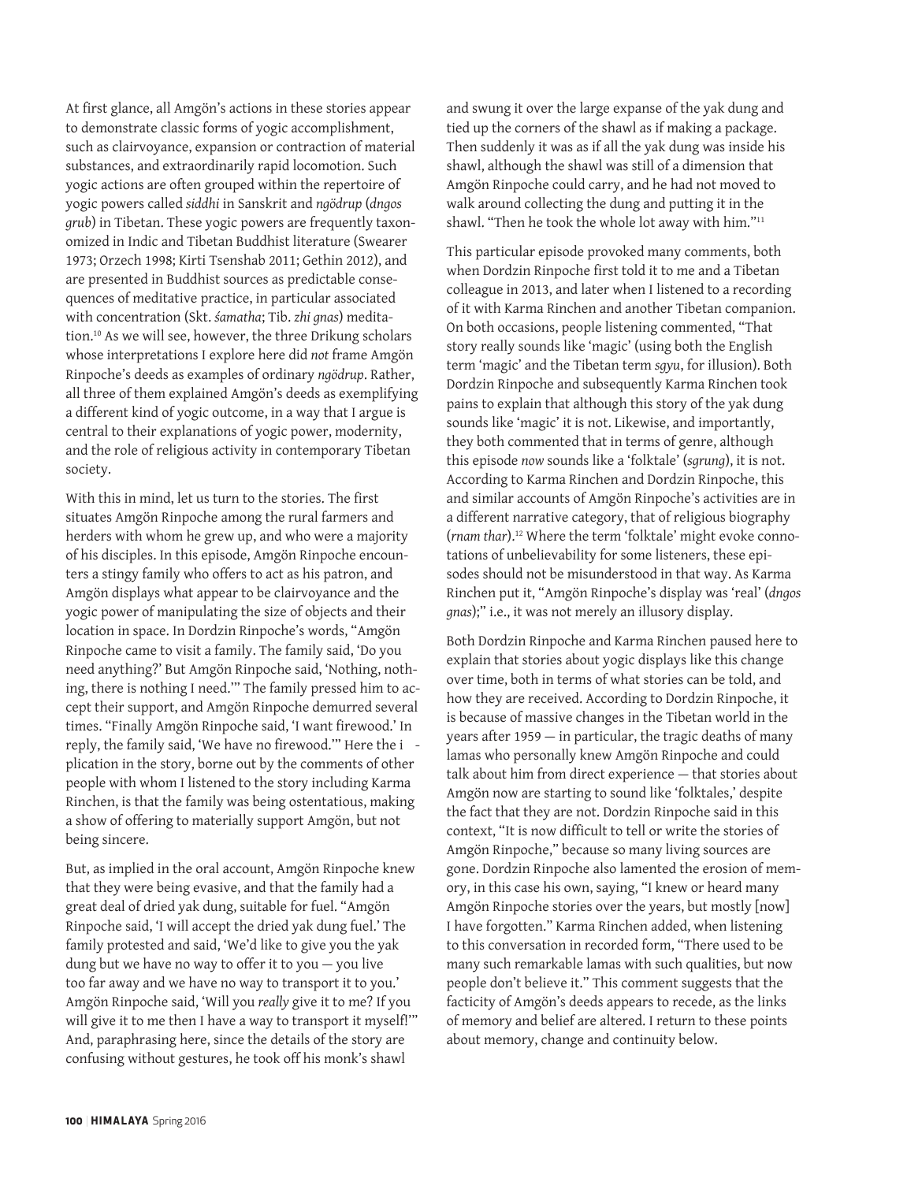At first glance, all Amgön's actions in these stories appear to demonstrate classic forms of yogic accomplishment, such as clairvoyance, expansion or contraction of material substances, and extraordinarily rapid locomotion. Such yogic actions are often grouped within the repertoire of yogic powers called *siddhi* in Sanskrit and *ngödrup* (*dngos grub*) in Tibetan. These yogic powers are frequently taxonomized in Indic and Tibetan Buddhist literature (Swearer 1973; Orzech 1998; Kirti Tsenshab 2011; Gethin 2012), and are presented in Buddhist sources as predictable consequences of meditative practice, in particular associated with concentration (Skt. *śamatha*; Tib. *zhi gnas*) meditation.[10] As we will see, however, the three Drikung scholars whose interpretations I explore here did *not* frame Amgön Rinpoche's deeds as examples of ordinary *ngödrup*. Rather, all three of them explained Amgön's deeds as exemplifying a different kind of yogic outcome, in a way that I argue is central to their explanations of yogic power, modernity, and the role of religious activity in contemporary Tibetan society.

With this in mind, let us turn to the stories. The first situates Amgön Rinpoche among the rural farmers and herders with whom he grew up, and who were a majority of his disciples. In this episode, Amgön Rinpoche encounters a stingy family who offers to act as his patron, and Amgön displays what appear to be clairvoyance and the yogic power of manipulating the size of objects and their location in space. In Dordzin Rinpoche's words, "Amgön Rinpoche came to visit a family. The family said, 'Do you need anything?' But Amgön Rinpoche said, 'Nothing, nothing, there is nothing I need.'" The family pressed him to accept their support, and Amgön Rinpoche demurred several times. "Finally Amgön Rinpoche said, 'I want firewood.' In reply, the family said, 'We have no firewood.'" Here the implication in the story, borne out by the comments of other people with whom I listened to the story including Karma Rinchen, is that the family was being ostentatious, making a show of offering to materially support Amgön, but not being sincere.

But, as implied in the oral account, Amgön Rinpoche knew that they were being evasive, and that the family had a great deal of dried yak dung, suitable for fuel. "Amgön Rinpoche said, 'I will accept the dried yak dung fuel.' The family protested and said, 'We'd like to give you the yak dung but we have no way to offer it to you — you live too far away and we have no way to transport it to you.' Amgön Rinpoche said, 'Will you *really* give it to me? If you will give it to me then I have a way to transport it myself!'" And, paraphrasing here, since the details of the story are confusing without gestures, he took off his monk's shawl and swung it over the large expanse of the yak dung and tied up the corners of the shawl as if making a package. Then suddenly it was as if all the yak dung was inside his shawl, although the shawl was still of a dimension that Amgön Rinpoche could carry, and he had not moved to walk around collecting the dung and putting it in the shawl. "Then he took the whole lot away with him."[11]

This particular episode provoked many comments, both when Dordzin Rinpoche first told it to me and a Tibetan colleague in 2013, and later when I listened to a recording of it with Karma Rinchen and another Tibetan companion. On both occasions, people listening commented, "That story really sounds like 'magic' (using both the English term 'magic' and the Tibetan term *sgyu*, for illusion). Both Dordzin Rinpoche and subsequently Karma Rinchen took pains to explain that although this story of the yak dung sounds like 'magic' it is not. Likewise, and importantly, they both commented that in terms of genre, although this episode *now* sounds like a 'folktale' (*sgrung*), it is not. According to Karma Rinchen and Dordzin Rinpoche, this and similar accounts of Amgön Rinpoche's activities are in a different narrative category, that of religious biography (*rnam thar*).[12] Where the term 'folktale' might evoke connotations of unbelievability for some listeners, these episodes should not be misunderstood in that way. As Karma Rinchen put it, "Amgön Rinpoche's display was 'real' (*dngos gnas*);" i.e., it was not merely an illusory display.

Both Dordzin Rinpoche and Karma Rinchen paused here to explain that stories about yogic displays like this change over time, both in terms of what stories can be told, and how they are received. According to Dordzin Rinpoche, it is because of massive changes in the Tibetan world in the years after 1959 — in particular, the tragic deaths of many lamas who personally knew Amgön Rinpoche and could talk about him from direct experience — that stories about Amgön now are starting to sound like 'folktales,' despite the fact that they are not. Dordzin Rinpoche said in this context, "It is now difficult to tell or write the stories of Amgön Rinpoche," because so many living sources are gone. Dordzin Rinpoche also lamented the erosion of memory, in this case his own, saying, "I knew or heard many Amgön Rinpoche stories over the years, but mostly [now] I have forgotten." Karma Rinchen added, when listening to this conversation in recorded form, "There used to be many such remarkable lamas with such qualities, but now people don't believe it." This comment suggests that the facticity of Amgön's deeds appears to recede, as the links of memory and belief are altered. I return to these points about memory, change and continuity below.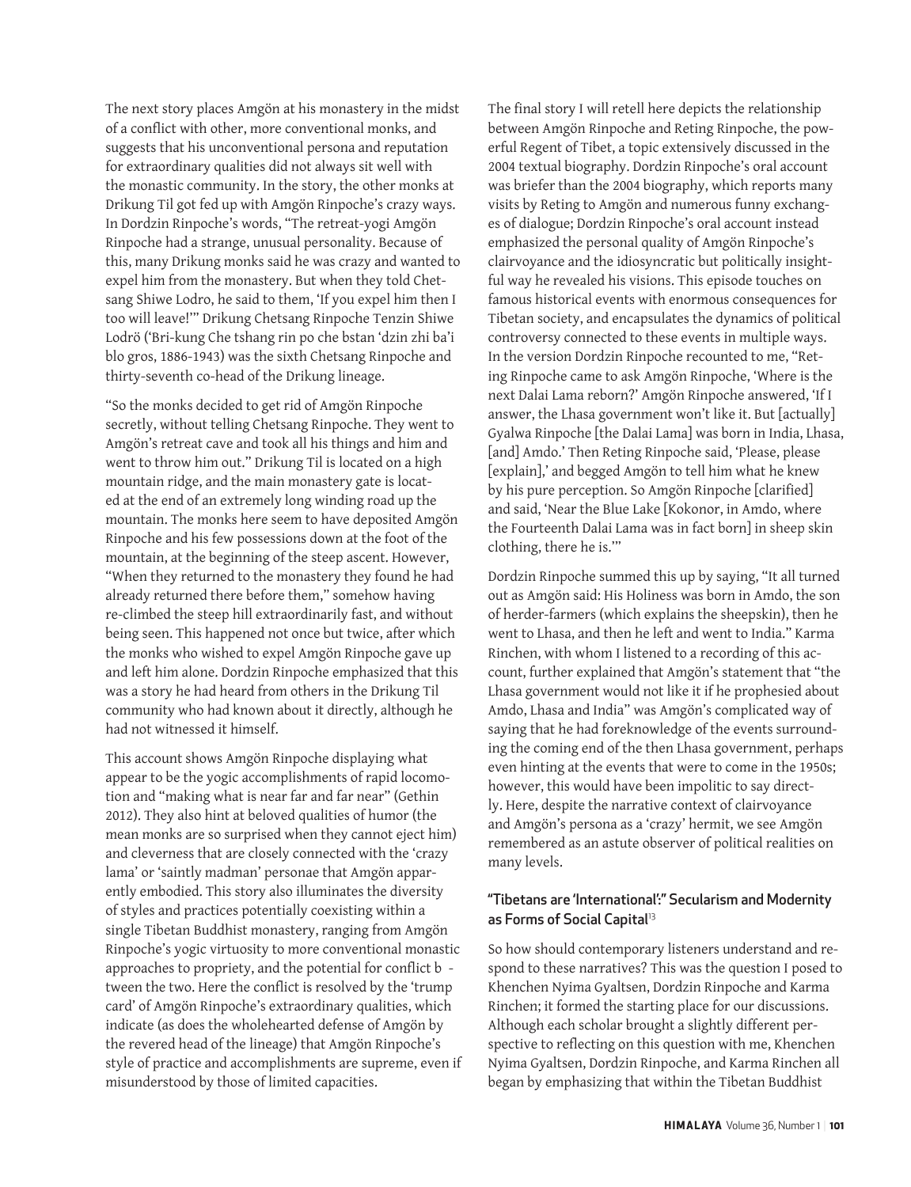The next story places Amgön at his monastery in the midst of a conflict with other, more conventional monks, and suggests that his unconventional persona and reputation for extraordinary qualities did not always sit well with the monastic community. In the story, the other monks at Drikung Til got fed up with Amgön Rinpoche's crazy ways. In Dordzin Rinpoche's words, "The retreat-yogi Amgön Rinpoche had a strange, unusual personality. Because of this, many Drikung monks said he was crazy and wanted to expel him from the monastery. But when they told Chetsang Shiwe Lodro, he said to them, 'If you expel him then I too will leave!'" Drikung Chetsang Rinpoche Tenzin Shiwe Lodrö ('Bri-kung Che tshang rin po che bstan 'dzin zhi ba'i blo gros, 1886-1943) was the sixth Chetsang Rinpoche and thirty-seventh co-head of the Drikung lineage.

"So the monks decided to get rid of Amgön Rinpoche secretly, without telling Chetsang Rinpoche. They went to Amgön's retreat cave and took all his things and him and went to throw him out." Drikung Til is located on a high mountain ridge, and the main monastery gate is located at the end of an extremely long winding road up the mountain. The monks here seem to have deposited Amgön Rinpoche and his few possessions down at the foot of the mountain, at the beginning of the steep ascent. However, "When they returned to the monastery they found he had already returned there before them," somehow having re-climbed the steep hill extraordinarily fast, and without being seen. This happened not once but twice, after which the monks who wished to expel Amgön Rinpoche gave up and left him alone. Dordzin Rinpoche emphasized that this was a story he had heard from others in the Drikung Til community who had known about it directly, although he had not witnessed it himself.

This account shows Amgön Rinpoche displaying what appear to be the yogic accomplishments of rapid locomotion and "making what is near far and far near" (Gethin 2012). They also hint at beloved qualities of humor (the mean monks are so surprised when they cannot eject him) and cleverness that are closely connected with the 'crazy lama' or 'saintly madman' personae that Amgön apparently embodied. This story also illuminates the diversity of styles and practices potentially coexisting within a single Tibetan Buddhist monastery, ranging from Amgön Rinpoche's yogic virtuosity to more conventional monastic approaches to propriety, and the potential for conflict b -tween the two. Here the conflict is resolved by the 'trump card' of Amgön Rinpoche's extraordinary qualities, which indicate (as does the wholehearted defense of Amgön by the revered head of the lineage) that Amgön Rinpoche's style of practice and accomplishments are supreme, even if misunderstood by those of limited capacities.

The final story I will retell here depicts the relationship between Amgön Rinpoche and Reting Rinpoche, the powerful Regent of Tibet, a topic extensively discussed in the 2004 textual biography. Dordzin Rinpoche's oral account was briefer than the 2004 biography, which reports many visits by Reting to Amgön and numerous funny exchanges of dialogue; Dordzin Rinpoche's oral account instead emphasized the personal quality of Amgön Rinpoche's clairvoyance and the idiosyncratic but politically insightful way he revealed his visions. This episode touches on famous historical events with enormous consequences for Tibetan society, and encapsulates the dynamics of political controversy connected to these events in multiple ways. In the version Dordzin Rinpoche recounted to me, "Reting Rinpoche came to ask Amgön Rinpoche, 'Where is the next Dalai Lama reborn?' Amgön Rinpoche answered, 'If I answer, the Lhasa government won't like it. But [actually] Gyalwa Rinpoche [the Dalai Lama] was born in India, Lhasa, [and] Amdo.' Then Reting Rinpoche said, 'Please, please [explain],' and begged Amgön to tell him what he knew by his pure perception. So Amgön Rinpoche [clarified] and said, 'Near the Blue Lake [Kokonor, in Amdo, where the Fourteenth Dalai Lama was in fact born] in sheep skin clothing, there he is.'"

Dordzin Rinpoche summed this up by saying, "It all turned out as Amgön said: His Holiness was born in Amdo, the son of herder-farmers (which explains the sheepskin), then he went to Lhasa, and then he left and went to India." Karma Rinchen, with whom I listened to a recording of this account, further explained that Amgön's statement that "the Lhasa government would not like it if he prophesied about Amdo, Lhasa and India" was Amgön's complicated way of saying that he had foreknowledge of the events surrounding the coming end of the then Lhasa government, perhaps even hinting at the events that were to come in the 1950s; however, this would have been impolitic to say directly. Here, despite the narrative context of clairvoyance and Amgön's persona as a 'crazy' hermit, we see Amgön remembered as an astute observer of political realities on many levels.

### "Tibetans are 'International':" Secularism and Modernity as Forms of Social Capital[13]

So how should contemporary listeners understand and respond to these narratives? This was the question I posed to Khenchen Nyima Gyaltsen, Dordzin Rinpoche and Karma Rinchen; it formed the starting place for our discussions. Although each scholar brought a slightly different perspective to reflecting on this question with me, Khenchen Nyima Gyaltsen, Dordzin Rinpoche, and Karma Rinchen all began by emphasizing that within the Tibetan Buddhist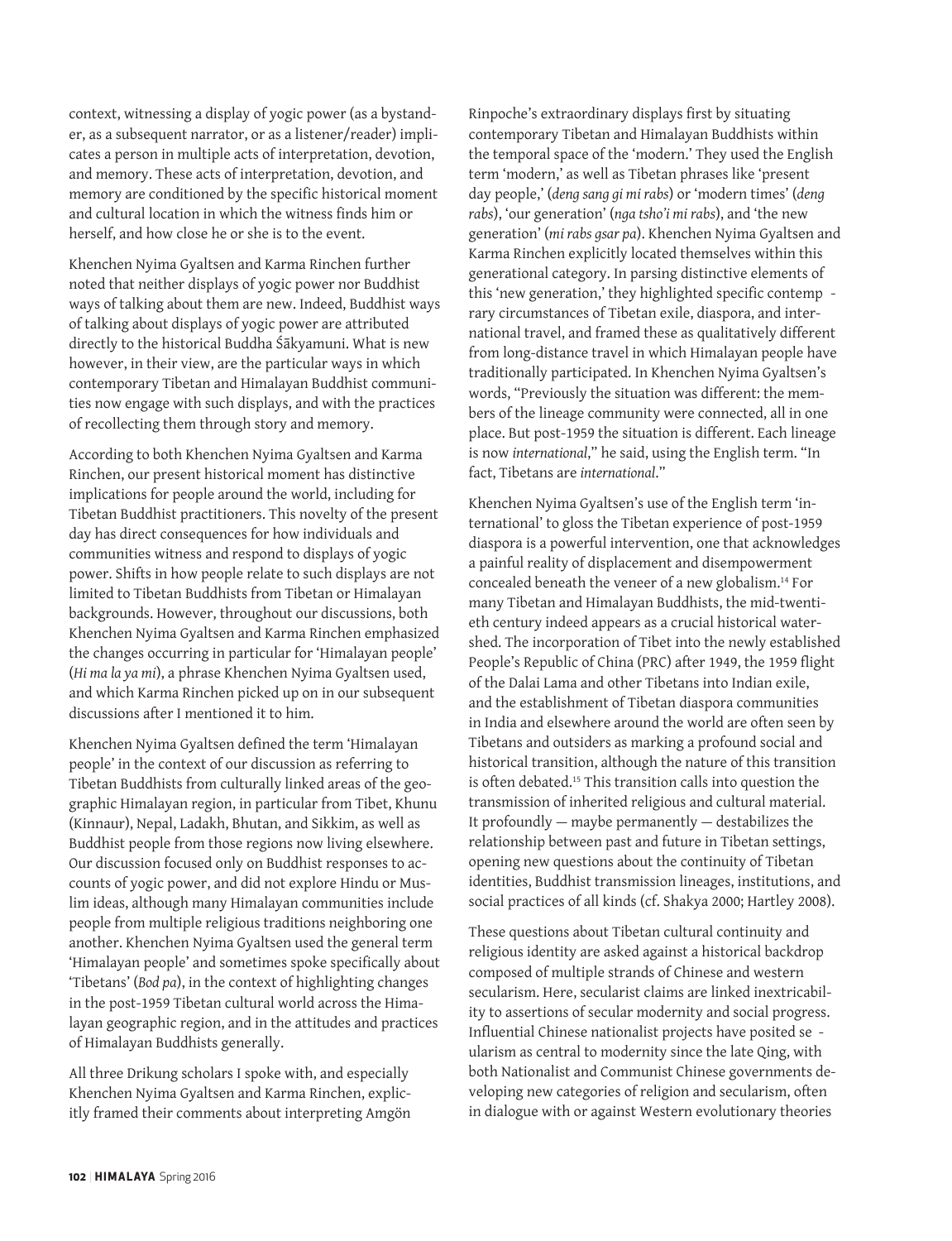context, witnessing a display of yogic power (as a bystander, as a subsequent narrator, or as a listener/reader) implicates a person in multiple acts of interpretation, devotion, and memory. These acts of interpretation, devotion, and memory are conditioned by the specific historical moment and cultural location in which the witness finds him or herself, and how close he or she is to the event.

Khenchen Nyima Gyaltsen and Karma Rinchen further noted that neither displays of yogic power nor Buddhist ways of talking about them are new. Indeed, Buddhist ways of talking about displays of yogic power are attributed directly to the historical Buddha Śākyamuni. What is new however, in their view, are the particular ways in which contemporary Tibetan and Himalayan Buddhist communities now engage with such displays, and with the practices of recollecting them through story and memory.

According to both Khenchen Nyima Gyaltsen and Karma Rinchen, our present historical moment has distinctive implications for people around the world, including for Tibetan Buddhist practitioners. This novelty of the present day has direct consequences for how individuals and communities witness and respond to displays of yogic power. Shifts in how people relate to such displays are not limited to Tibetan Buddhists from Tibetan or Himalayan backgrounds. However, throughout our discussions, both Khenchen Nyima Gyaltsen and Karma Rinchen emphasized the changes occurring in particular for 'Himalayan people' (*Hi ma la ya mi*), a phrase Khenchen Nyima Gyaltsen used, and which Karma Rinchen picked up on in our subsequent discussions after I mentioned it to him.

Khenchen Nyima Gyaltsen defined the term 'Himalayan people' in the context of our discussion as referring to Tibetan Buddhists from culturally linked areas of the geographic Himalayan region, in particular from Tibet, Khunu (Kinnaur), Nepal, Ladakh, Bhutan, and Sikkim, as well as Buddhist people from those regions now living elsewhere. Our discussion focused only on Buddhist responses to accounts of yogic power, and did not explore Hindu or Muslim ideas, although many Himalayan communities include people from multiple religious traditions neighboring one another. Khenchen Nyima Gyaltsen used the general term 'Himalayan people' and sometimes spoke specifically about 'Tibetans' (*Bod pa*), in the context of highlighting changes in the post-1959 Tibetan cultural world across the Himalayan geographic region, and in the attitudes and practices of Himalayan Buddhists generally.

All three Drikung scholars I spoke with, and especially Khenchen Nyima Gyaltsen and Karma Rinchen, explicitly framed their comments about interpreting Amgön Rinpoche's extraordinary displays first by situating contemporary Tibetan and Himalayan Buddhists within the temporal space of the 'modern.' They used the English term 'modern,' as well as Tibetan phrases like 'present day people,' (*deng sang gi mi rabs*) or 'modern times' (*deng rabs*), 'our generation' (*nga tsho'i mi rabs*), and 'the new generation' (*mi rabs gsar pa*). Khenchen Nyima Gyaltsen and Karma Rinchen explicitly located themselves within this generational category. In parsing distinctive elements of this 'new generation,' they highlighted specific contemporary circumstances of Tibetan exile, diaspora, and international travel, and framed these as qualitatively different from long-distance travel in which Himalayan people have traditionally participated. In Khenchen Nyima Gyaltsen's words, "Previously the situation was different: the members of the lineage community were connected, all in one place. But post-1959 the situation is different. Each lineage is now *international*," he said, using the English term. "In fact, Tibetans are *international*."

Khenchen Nyima Gyaltsen's use of the English term 'international' to gloss the Tibetan experience of post-1959 diaspora is a powerful intervention, one that acknowledges a painful reality of displacement and disempowerment concealed beneath the veneer of a new globalism.[14] For many Tibetan and Himalayan Buddhists, the mid-twentieth century indeed appears as a crucial historical watershed. The incorporation of Tibet into the newly established People's Republic of China (PRC) after 1949, the 1959 flight of the Dalai Lama and other Tibetans into Indian exile, and the establishment of Tibetan diaspora communities in India and elsewhere around the world are often seen by Tibetans and outsiders as marking a profound social and historical transition, although the nature of this transition is often debated.[15] This transition calls into question the transmission of inherited religious and cultural material. It profoundly — maybe permanently — destabilizes the relationship between past and future in Tibetan settings, opening new questions about the continuity of Tibetan identities, Buddhist transmission lineages, institutions, and social practices of all kinds (cf. Shakya 2000; Hartley 2008).

These questions about Tibetan cultural continuity and religious identity are asked against a historical backdrop composed of multiple strands of Chinese and western secularism. Here, secularist claims are linked inextricability to assertions of secular modernity and social progress. Influential Chinese nationalist projects have posited secularism as central to modernity since the late Qing, with both Nationalist and Communist Chinese governments developing new categories of religion and secularism, often in dialogue with or against Western evolutionary theories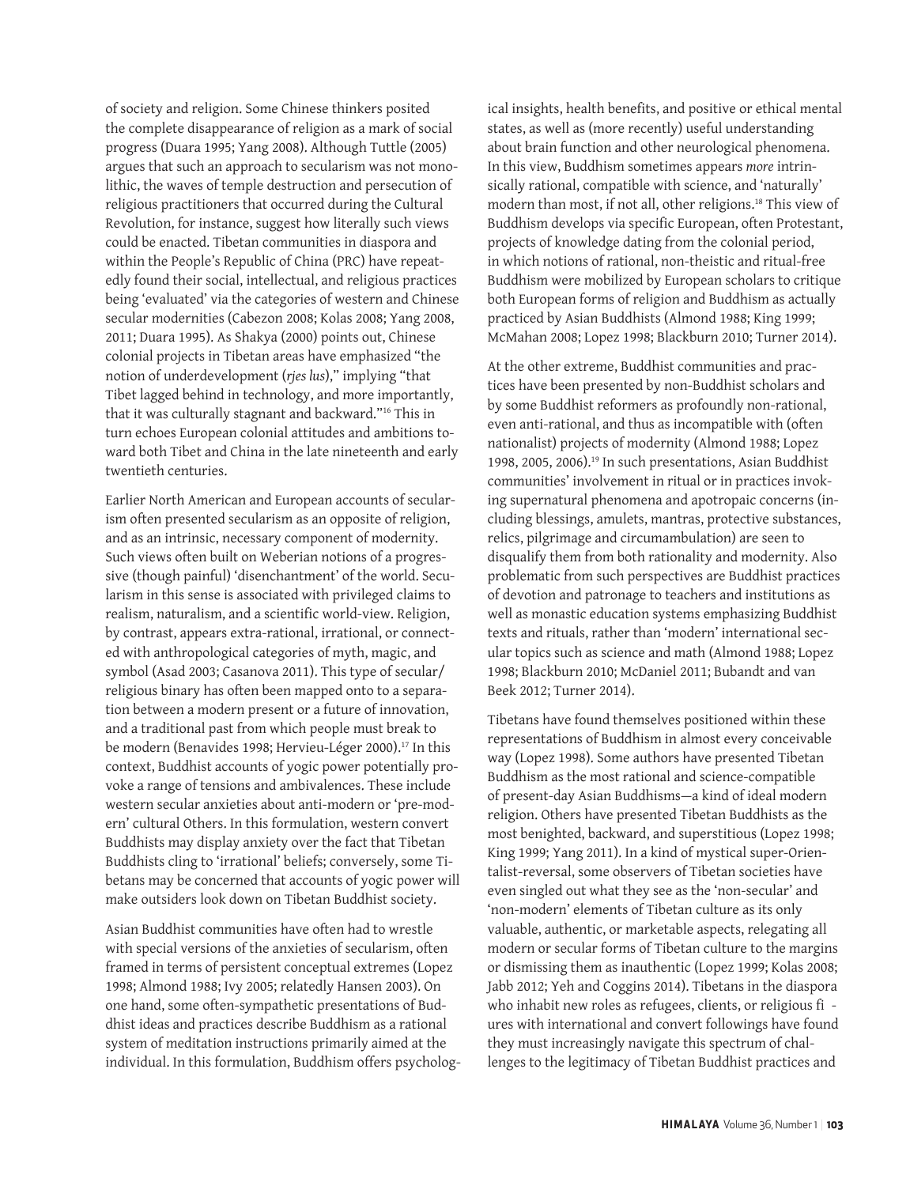of society and religion. Some Chinese thinkers posited the complete disappearance of religion as a mark of social progress (Duara 1995; Yang 2008). Although Tuttle (2005) argues that such an approach to secularism was not monolithic, the waves of temple destruction and persecution of religious practitioners that occurred during the Cultural Revolution, for instance, suggest how literally such views could be enacted. Tibetan communities in diaspora and within the People's Republic of China (PRC) have repeatedly found their social, intellectual, and religious practices being 'evaluated' via the categories of western and Chinese secular modernities (Cabezon 2008; Kolas 2008; Yang 2008, 2011; Duara 1995). As Shakya (2000) points out, Chinese colonial projects in Tibetan areas have emphasized "the notion of underdevelopment (*rjes lus*)," implying "that Tibet lagged behind in technology, and more importantly, that it was culturally stagnant and backward."[16] This in turn echoes European colonial attitudes and ambitions toward both Tibet and China in the late nineteenth and early twentieth centuries.

Earlier North American and European accounts of secularism often presented secularism as an opposite of religion, and as an intrinsic, necessary component of modernity. Such views often built on Weberian notions of a progressive (though painful) 'disenchantment' of the world. Secularism in this sense is associated with privileged claims to realism, naturalism, and a scientific world-view. Religion, by contrast, appears extra-rational, irrational, or connected with anthropological categories of myth, magic, and symbol (Asad 2003; Casanova 2011). This type of secular/religious binary has often been mapped onto to a separation between a modern present or a future of innovation, and a traditional past from which people must break to be modern (Benavides 1998; Hervieu-Léger 2000).[17] In this context, Buddhist accounts of yogic power potentially provoke a range of tensions and ambivalences. These include western secular anxieties about anti-modern or 'pre-modern' cultural Others. In this formulation, western convert Buddhists may display anxiety over the fact that Tibetan Buddhists cling to 'irrational' beliefs; conversely, some Tibetans may be concerned that accounts of yogic power will make outsiders look down on Tibetan Buddhist society.

Asian Buddhist communities have often had to wrestle with special versions of the anxieties of secularism, often framed in terms of persistent conceptual extremes (Lopez 1998; Almond 1988; Ivy 2005; relatedly Hansen 2003). On one hand, some often-sympathetic presentations of Buddhist ideas and practices describe Buddhism as a rational system of meditation instructions primarily aimed at the individual. In this formulation, Buddhism offers psychological insights, health benefits, and positive or ethical mental states, as well as (more recently) useful understanding about brain function and other neurological phenomena. In this view, Buddhism sometimes appears *more* intrinsically rational, compatible with science, and 'naturally' modern than most, if not all, other religions.[18] This view of Buddhism develops via specific European, often Protestant, projects of knowledge dating from the colonial period, in which notions of rational, non-theistic and ritual-free Buddhism were mobilized by European scholars to critique both European forms of religion and Buddhism as actually practiced by Asian Buddhists (Almond 1988; King 1999; McMahan 2008; Lopez 1998; Blackburn 2010; Turner 2014).

At the other extreme, Buddhist communities and practices have been presented by non-Buddhist scholars and by some Buddhist reformers as profoundly non-rational, even anti-rational, and thus as incompatible with (often nationalist) projects of modernity (Almond 1988; Lopez 1998, 2005, 2006).[19] In such presentations, Asian Buddhist communities' involvement in ritual or in practices invoking supernatural phenomena and apotropaic concerns (including blessings, amulets, mantras, protective substances, relics, pilgrimage and circumambulation) are seen to disqualify them from both rationality and modernity. Also problematic from such perspectives are Buddhist practices of devotion and patronage to teachers and institutions as well as monastic education systems emphasizing Buddhist texts and rituals, rather than 'modern' international secular topics such as science and math (Almond 1988; Lopez 1998; Blackburn 2010; McDaniel 2011; Bubandt and van Beek 2012; Turner 2014).

Tibetans have found themselves positioned within these representations of Buddhism in almost every conceivable way (Lopez 1998). Some authors have presented Tibetan Buddhism as the most rational and science-compatible of present-day Asian Buddhisms—a kind of ideal modern religion. Others have presented Tibetan Buddhists as the most benighted, backward, and superstitious (Lopez 1998; King 1999; Yang 2011). In a kind of mystical super-Orientalist-reversal, some observers of Tibetan societies have even singled out what they see as the 'non-secular' and 'non-modern' elements of Tibetan culture as its only valuable, authentic, or marketable aspects, relegating all modern or secular forms of Tibetan culture to the margins or dismissing them as inauthentic (Lopez 1999; Kolas 2008; Jabb 2012; Yeh and Coggins 2014). Tibetans in the diaspora who inhabit new roles as refugees, clients, or religious figures with international and convert followings have found they must increasingly navigate this spectrum of challenges to the legitimacy of Tibetan Buddhist practices and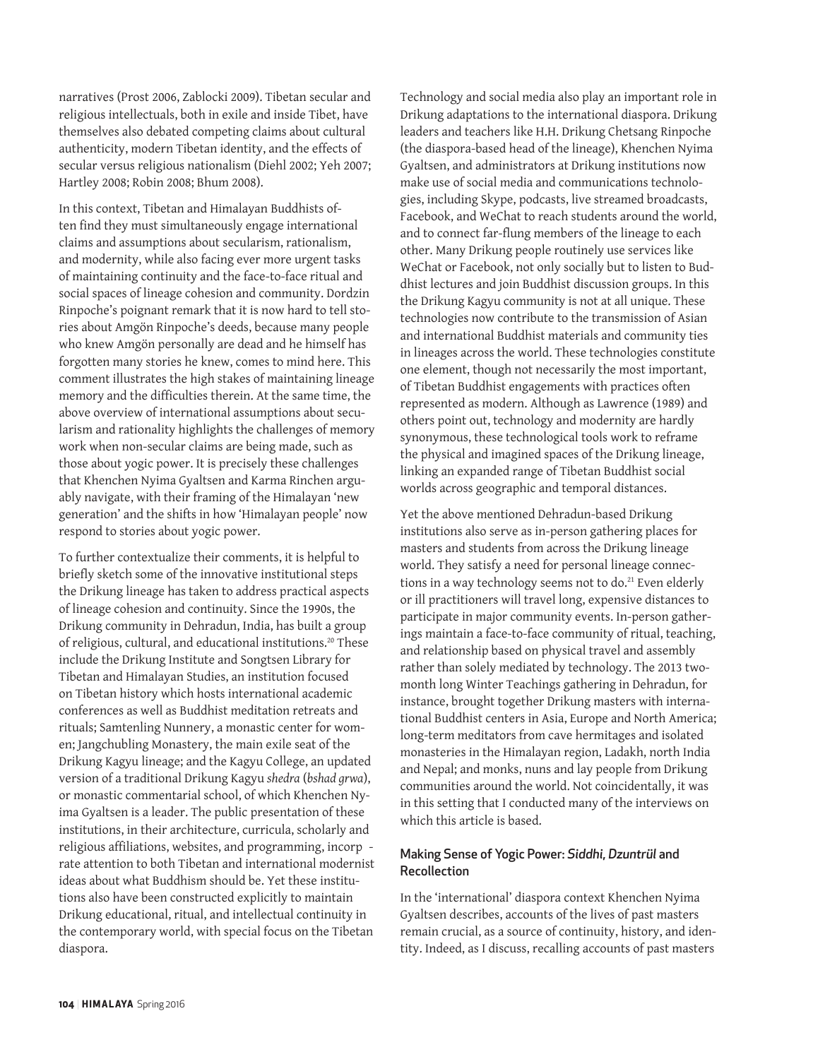narratives (Prost 2006, Zablocki 2009). Tibetan secular and religious intellectuals, both in exile and inside Tibet, have themselves also debated competing claims about cultural authenticity, modern Tibetan identity, and the effects of secular versus religious nationalism (Diehl 2002; Yeh 2007; Hartley 2008; Robin 2008; Bhum 2008).

In this context, Tibetan and Himalayan Buddhists often find they must simultaneously engage international claims and assumptions about secularism, rationalism, and modernity, while also facing ever more urgent tasks of maintaining continuity and the face-to-face ritual and social spaces of lineage cohesion and community. Dordzin Rinpoche's poignant remark that it is now hard to tell stories about Amgön Rinpoche's deeds, because many people who knew Amgön personally are dead and he himself has forgotten many stories he knew, comes to mind here. This comment illustrates the high stakes of maintaining lineage memory and the difficulties therein. At the same time, the above overview of international assumptions about secularism and rationality highlights the challenges of memory work when non-secular claims are being made, such as those about yogic power. It is precisely these challenges that Khenchen Nyima Gyaltsen and Karma Rinchen arguably navigate, with their framing of the Himalayan 'new generation' and the shifts in how 'Himalayan people' now respond to stories about yogic power.

To further contextualize their comments, it is helpful to briefly sketch some of the innovative institutional steps the Drikung lineage has taken to address practical aspects of lineage cohesion and continuity. Since the 1990s, the Drikung community in Dehradun, India, has built a group of religious, cultural, and educational institutions.[20] These include the Drikung Institute and Songtsen Library for Tibetan and Himalayan Studies, an institution focused on Tibetan history which hosts international academic conferences as well as Buddhist meditation retreats and rituals; Samtenling Nunnery, a monastic center for women; Jangchubling Monastery, the main exile seat of the Drikung Kagyu lineage; and the Kagyu College, an updated version of a traditional Drikung Kagyu *shedra* (*bshad grwa*), or monastic commentarial school, of which Khenchen Nyima Gyaltsen is a leader. The public presentation of these institutions, in their architecture, curricula, scholarly and religious affiliations, websites, and programming, incorp - rate attention to both Tibetan and international modernist ideas about what Buddhism should be. Yet these institutions also have been constructed explicitly to maintain Drikung educational, ritual, and intellectual continuity in the contemporary world, with special focus on the Tibetan diaspora.

Technology and social media also play an important role in Drikung adaptations to the international diaspora. Drikung leaders and teachers like H.H. Drikung Chetsang Rinpoche (the diaspora-based head of the lineage), Khenchen Nyima Gyaltsen, and administrators at Drikung institutions now make use of social media and communications technologies, including Skype, podcasts, live streamed broadcasts, Facebook, and WeChat to reach students around the world, and to connect far-flung members of the lineage to each other. Many Drikung people routinely use services like WeChat or Facebook, not only socially but to listen to Buddhist lectures and join Buddhist discussion groups. In this the Drikung Kagyu community is not at all unique. These technologies now contribute to the transmission of Asian and international Buddhist materials and community ties in lineages across the world. These technologies constitute one element, though not necessarily the most important, of Tibetan Buddhist engagements with practices often represented as modern. Although as Lawrence (1989) and others point out, technology and modernity are hardly synonymous, these technological tools work to reframe the physical and imagined spaces of the Drikung lineage, linking an expanded range of Tibetan Buddhist social worlds across geographic and temporal distances.

Yet the above mentioned Dehradun-based Drikung institutions also serve as in-person gathering places for masters and students from across the Drikung lineage world. They satisfy a need for personal lineage connections in a way technology seems not to do.[21] Even elderly or ill practitioners will travel long, expensive distances to participate in major community events. In-person gatherings maintain a face-to-face community of ritual, teaching, and relationship based on physical travel and assembly rather than solely mediated by technology. The 2013 two-month long Winter Teachings gathering in Dehradun, for instance, brought together Drikung masters with international Buddhist centers in Asia, Europe and North America; long-term meditators from cave hermitages and isolated monasteries in the Himalayan region, Ladakh, north India and Nepal; and monks, nuns and lay people from Drikung communities around the world. Not coincidentally, it was in this setting that I conducted many of the interviews on which this article is based.

## Making Sense of Yogic Power: *Siddhi*, *Dzuntrül* and Recollection

In the 'international' diaspora context Khenchen Nyima Gyaltsen describes, accounts of the lives of past masters remain crucial, as a source of continuity, history, and identity. Indeed, as I discuss, recalling accounts of past masters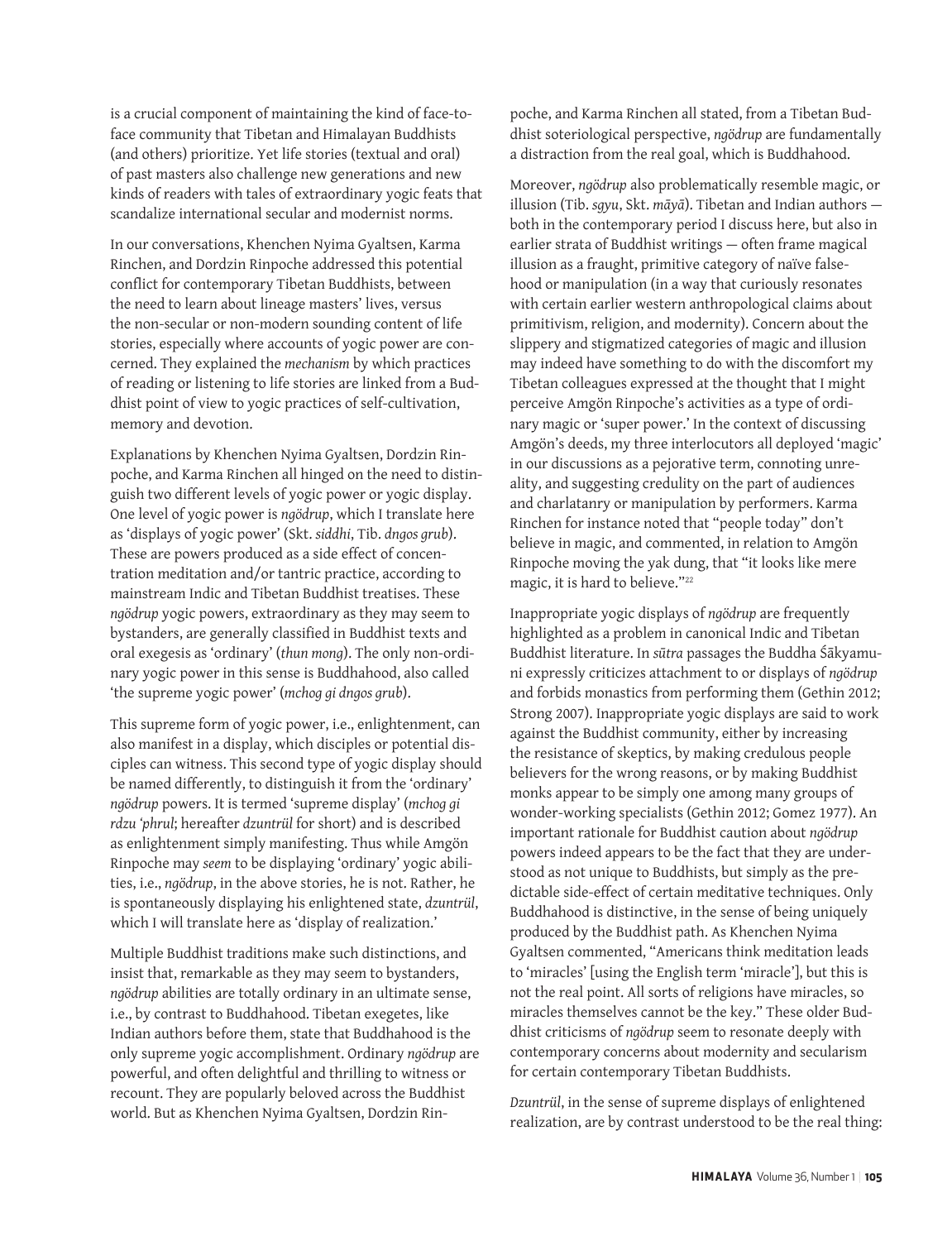is a crucial component of maintaining the kind of face-to-face community that Tibetan and Himalayan Buddhists (and others) prioritize. Yet life stories (textual and oral) of past masters also challenge new generations and new kinds of readers with tales of extraordinary yogic feats that scandalize international secular and modernist norms.

In our conversations, Khenchen Nyima Gyaltsen, Karma Rinchen, and Dordzin Rinpoche addressed this potential conflict for contemporary Tibetan Buddhists, between the need to learn about lineage masters' lives, versus the non-secular or non-modern sounding content of life stories, especially where accounts of yogic power are concerned. They explained the *mechanism* by which practices of reading or listening to life stories are linked from a Buddhist point of view to yogic practices of self-cultivation, memory and devotion.

Explanations by Khenchen Nyima Gyaltsen, Dordzin Rinpoche, and Karma Rinchen all hinged on the need to distinguish two different levels of yogic power or yogic display. One level of yogic power is *ngödrup*, which I translate here as 'displays of yogic power' (Skt. *siddhi*, Tib. *dngos grub*). These are powers produced as a side effect of concentration meditation and/or tantric practice, according to mainstream Indic and Tibetan Buddhist treatises. These *ngödrup* yogic powers, extraordinary as they may seem to bystanders, are generally classified in Buddhist texts and oral exegesis as 'ordinary' (*thun mong*). The only non-ordinary yogic power in this sense is Buddhahood, also called 'the supreme yogic power' (*mchog gi dngos grub*).

This supreme form of yogic power, i.e., enlightenment, can also manifest in a display, which disciples or potential disciples can witness. This second type of yogic display should be named differently, to distinguish it from the 'ordinary' *ngödrup* powers. It is termed 'supreme display' (*mchog gi rdzu 'phrul*; hereafter *dzuntrül* for short) and is described as enlightenment simply manifesting. Thus while Amgön Rinpoche may *seem* to be displaying 'ordinary' yogic abilities, i.e., *ngödrup*, in the above stories, he is not. Rather, he is spontaneously displaying his enlightened state, *dzuntrül*, which I will translate here as 'display of realization.'

Multiple Buddhist traditions make such distinctions, and insist that, remarkable as they may seem to bystanders, *ngödrup* abilities are totally ordinary in an ultimate sense, i.e., by contrast to Buddhahood. Tibetan exegetes, like Indian authors before them, state that Buddhahood is the only supreme yogic accomplishment. Ordinary *ngödrup* are powerful, and often delightful and thrilling to witness or recount. They are popularly beloved across the Buddhist world. But as Khenchen Nyima Gyaltsen, Dordzin Rinpoche, and Karma Rinchen all stated, from a Tibetan Buddhist soteriological perspective, *ngödrup* are fundamentally a distraction from the real goal, which is Buddhahood.

Moreover, *ngödrup* also problematically resemble magic, or illusion (Tib. *sgyu*, Skt. *māyā*). Tibetan and Indian authors — both in the contemporary period I discuss here, but also in earlier strata of Buddhist writings — often frame magical illusion as a fraught, primitive category of naïve falsehood or manipulation (in a way that curiously resonates with certain earlier western anthropological claims about primitivism, religion, and modernity). Concern about the slippery and stigmatized categories of magic and illusion may indeed have something to do with the discomfort my Tibetan colleagues expressed at the thought that I might perceive Amgön Rinpoche's activities as a type of ordinary magic or 'super power.' In the context of discussing Amgön's deeds, my three interlocutors all deployed 'magic' in our discussions as a pejorative term, connoting unreality, and suggesting credulity on the part of audiences and charlatanry or manipulation by performers. Karma Rinchen for instance noted that "people today" don't believe in magic, and commented, in relation to Amgön Rinpoche moving the yak dung, that "it looks like mere magic, it is hard to believe."[22]

Inappropriate yogic displays of *ngödrup* are frequently highlighted as a problem in canonical Indic and Tibetan Buddhist literature. In *sūtra* passages the Buddha Śākyamuni expressly criticizes attachment to or displays of *ngödrup* and forbids monastics from performing them (Gethin 2012; Strong 2007). Inappropriate yogic displays are said to work against the Buddhist community, either by increasing the resistance of skeptics, by making credulous people believers for the wrong reasons, or by making Buddhist monks appear to be simply one among many groups of wonder-working specialists (Gethin 2012; Gomez 1977). An important rationale for Buddhist caution about *ngödrup* powers indeed appears to be the fact that they are understood as not unique to Buddhists, but simply as the predictable side-effect of certain meditative techniques. Only Buddhahood is distinctive, in the sense of being uniquely produced by the Buddhist path. As Khenchen Nyima Gyaltsen commented, "Americans think meditation leads to 'miracles' [using the English term 'miracle'], but this is not the real point. All sorts of religions have miracles, so miracles themselves cannot be the key." These older Buddhist criticisms of *ngödrup* seem to resonate deeply with contemporary concerns about modernity and secularism for certain contemporary Tibetan Buddhists.

*Dzuntrül*, in the sense of supreme displays of enlightened realization, are by contrast understood to be the real thing: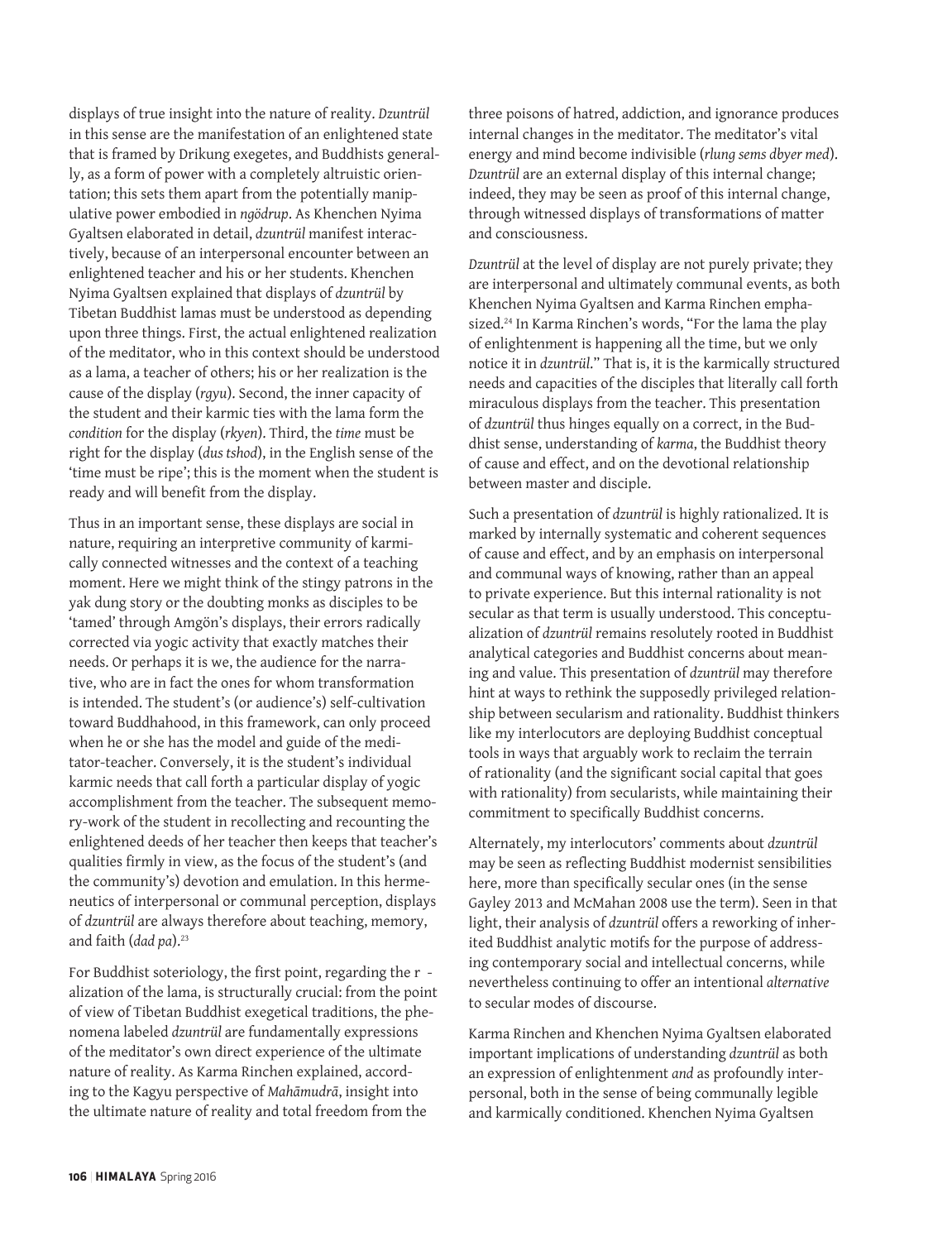displays of true insight into the nature of reality. *Dzuntrül* in this sense are the manifestation of an enlightened state that is framed by Drikung exegetes, and Buddhists generally, as a form of power with a completely altruistic orientation; this sets them apart from the potentially manipulative power embodied in *ngödrup*. As Khenchen Nyima Gyaltsen elaborated in detail, *dzuntrül* manifest interactively, because of an interpersonal encounter between an enlightened teacher and his or her students. Khenchen Nyima Gyaltsen explained that displays of *dzuntrül* by Tibetan Buddhist lamas must be understood as depending upon three things. First, the actual enlightened realization of the meditator, who in this context should be understood as a lama, a teacher of others; his or her realization is the cause of the display (*rgyu*). Second, the inner capacity of the student and their karmic ties with the lama form the *condition* for the display (*rkyen*). Third, the *time* must be right for the display (*dus tshod*), in the English sense of the 'time must be ripe'; this is the moment when the student is ready and will benefit from the display.

Thus in an important sense, these displays are social in nature, requiring an interpretive community of karmically connected witnesses and the context of a teaching moment. Here we might think of the stingy patrons in the yak dung story or the doubting monks as disciples to be 'tamed' through Amgön's displays, their errors radically corrected via yogic activity that exactly matches their needs. Or perhaps it is we, the audience for the narrative, who are in fact the ones for whom transformation is intended. The student's (or audience's) self-cultivation toward Buddhahood, in this framework, can only proceed when he or she has the model and guide of the meditator-teacher. Conversely, it is the student's individual karmic needs that call forth a particular display of yogic accomplishment from the teacher. The subsequent memory-work of the student in recollecting and recounting the enlightened deeds of her teacher then keeps that teacher's qualities firmly in view, as the focus of the student's (and the community's) devotion and emulation. In this hermeneutics of interpersonal or communal perception, displays of *dzuntrül* are always therefore about teaching, memory, and faith (*dad pa*).[23]

For Buddhist soteriology, the first point, regarding the r - alization of the lama, is structurally crucial: from the point of view of Tibetan Buddhist exegetical traditions, the phenomena labeled *dzuntrül* are fundamentally expressions of the meditator's own direct experience of the ultimate nature of reality. As Karma Rinchen explained, according to the Kagyu perspective of *Mahāmudrā*, insight into the ultimate nature of reality and total freedom from the three poisons of hatred, addiction, and ignorance produces internal changes in the meditator. The meditator's vital energy and mind become indivisible (*rlung sems dbyer med*). *Dzuntrül* are an external display of this internal change; indeed, they may be seen as proof of this internal change, through witnessed displays of transformations of matter and consciousness.

*Dzuntrül* at the level of display are not purely private; they are interpersonal and ultimately communal events, as both Khenchen Nyima Gyaltsen and Karma Rinchen emphasized.[24] In Karma Rinchen's words, "For the lama the play of enlightenment is happening all the time, but we only notice it in *dzuntrül*." That is, it is the karmically structured needs and capacities of the disciples that literally call forth miraculous displays from the teacher. This presentation of *dzuntrül* thus hinges equally on a correct, in the Buddhist sense, understanding of *karma*, the Buddhist theory of cause and effect, and on the devotional relationship between master and disciple.

Such a presentation of *dzuntrül* is highly rationalized. It is marked by internally systematic and coherent sequences of cause and effect, and by an emphasis on interpersonal and communal ways of knowing, rather than an appeal to private experience. But this internal rationality is not secular as that term is usually understood. This conceptualization of *dzuntrül* remains resolutely rooted in Buddhist analytical categories and Buddhist concerns about meaning and value. This presentation of *dzuntrül* may therefore hint at ways to rethink the supposedly privileged relationship between secularism and rationality. Buddhist thinkers like my interlocutors are deploying Buddhist conceptual tools in ways that arguably work to reclaim the terrain of rationality (and the significant social capital that goes with rationality) from secularists, while maintaining their commitment to specifically Buddhist concerns.

Alternately, my interlocutors' comments about *dzuntrül* may be seen as reflecting Buddhist modernist sensibilities here, more than specifically secular ones (in the sense Gayley 2013 and McMahan 2008 use the term). Seen in that light, their analysis of *dzuntrül* offers a reworking of inherited Buddhist analytic motifs for the purpose of addressing contemporary social and intellectual concerns, while nevertheless continuing to offer an intentional *alternative* to secular modes of discourse.

Karma Rinchen and Khenchen Nyima Gyaltsen elaborated important implications of understanding *dzuntrül* as both an expression of enlightenment *and* as profoundly interpersonal, both in the sense of being communally legible and karmically conditioned. Khenchen Nyima Gyaltsen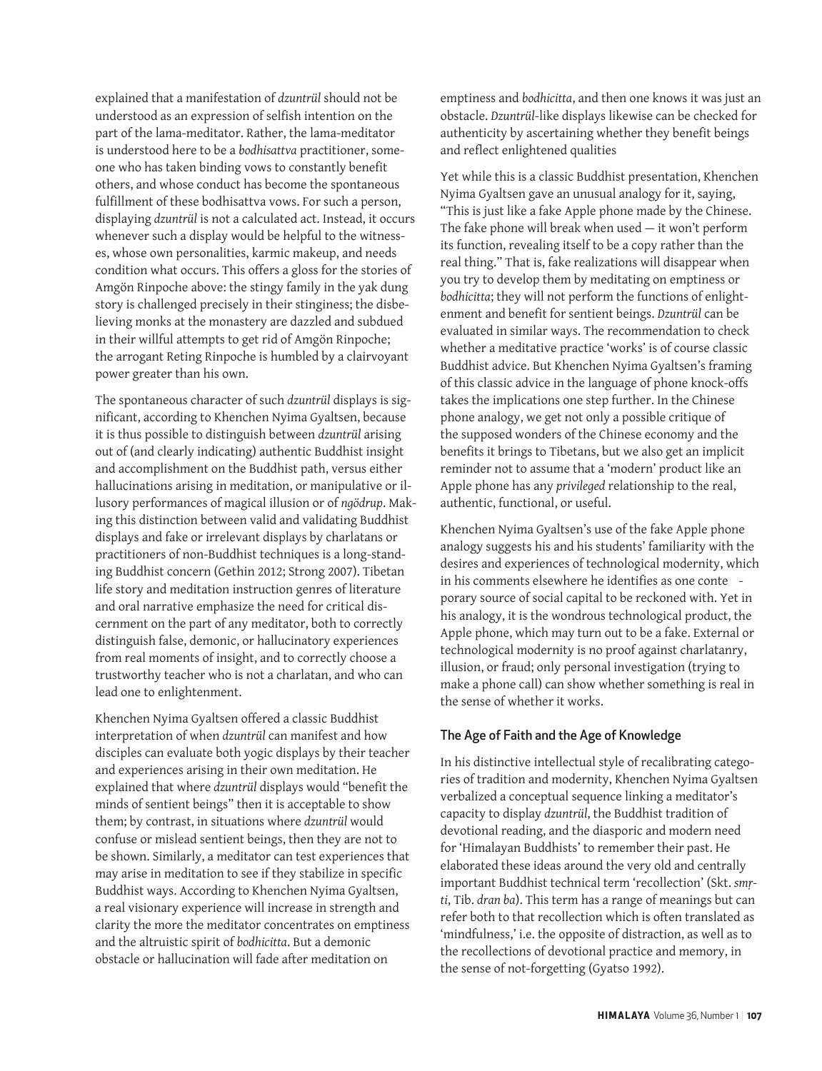explained that a manifestation of *dzuntrül* should not be understood as an expression of selfish intention on the part of the lama-meditator. Rather, the lama-meditator is understood here to be a *bodhisattva* practitioner, someone who has taken binding vows to constantly benefit others, and whose conduct has become the spontaneous fulfillment of these bodhisattva vows. For such a person, displaying *dzuntrül* is not a calculated act. Instead, it occurs whenever such a display would be helpful to the witnesses, whose own personalities, karmic makeup, and needs condition what occurs. This offers a gloss for the stories of Amgön Rinpoche above: the stingy family in the yak dung story is challenged precisely in their stinginess; the disbelieving monks at the monastery are dazzled and subdued in their willful attempts to get rid of Amgön Rinpoche; the arrogant Reting Rinpoche is humbled by a clairvoyant power greater than his own.

The spontaneous character of such *dzuntrül* displays is significant, according to Khenchen Nyima Gyaltsen, because it is thus possible to distinguish between *dzuntrül* arising out of (and clearly indicating) authentic Buddhist insight and accomplishment on the Buddhist path, versus either hallucinations arising in meditation, or manipulative or illusory performances of magical illusion or of *ngödrup*. Making this distinction between valid and validating Buddhist displays and fake or irrelevant displays by charlatans or practitioners of non-Buddhist techniques is a long-standing Buddhist concern (Gethin 2012; Strong 2007). Tibetan life story and meditation instruction genres of literature and oral narrative emphasize the need for critical discernment on the part of any meditator, both to correctly distinguish false, demonic, or hallucinatory experiences from real moments of insight, and to correctly choose a trustworthy teacher who is not a charlatan, and who can lead one to enlightenment.

Khenchen Nyima Gyaltsen offered a classic Buddhist interpretation of when *dzuntrül* can manifest and how disciples can evaluate both yogic displays by their teacher and experiences arising in their own meditation. He explained that where *dzuntrül* displays would "benefit the minds of sentient beings" then it is acceptable to show them; by contrast, in situations where *dzuntrül* would confuse or mislead sentient beings, then they are not to be shown. Similarly, a meditator can test experiences that may arise in meditation to see if they stabilize in specific Buddhist ways. According to Khenchen Nyima Gyaltsen, a real visionary experience will increase in strength and clarity the more the meditator concentrates on emptiness and the altruistic spirit of *bodhicitta*. But a demonic obstacle or hallucination will fade after meditation on emptiness and *bodhicitta*, and then one knows it was just an obstacle. *Dzuntrül*-like displays likewise can be checked for authenticity by ascertaining whether they benefit beings and reflect enlightened qualities

Yet while this is a classic Buddhist presentation, Khenchen Nyima Gyaltsen gave an unusual analogy for it, saying, "This is just like a fake Apple phone made by the Chinese. The fake phone will break when used — it won't perform its function, revealing itself to be a copy rather than the real thing." That is, fake realizations will disappear when you try to develop them by meditating on emptiness or *bodhicitta*; they will not perform the functions of enlightenment and benefit for sentient beings. *Dzuntrül* can be evaluated in similar ways. The recommendation to check whether a meditative practice 'works' is of course classic Buddhist advice. But Khenchen Nyima Gyaltsen's framing of this classic advice in the language of phone knock-offs takes the implications one step further. In the Chinese phone analogy, we get not only a possible critique of the supposed wonders of the Chinese economy and the benefits it brings to Tibetans, but we also get an implicit reminder not to assume that a 'modern' product like an Apple phone has any *privileged* relationship to the real, authentic, functional, or useful.

Khenchen Nyima Gyaltsen's use of the fake Apple phone analogy suggests his and his students' familiarity with the desires and experiences of technological modernity, which in his comments elsewhere he identifies as one conte - porary source of social capital to be reckoned with. Yet in his analogy, it is the wondrous technological product, the Apple phone, which may turn out to be a fake. External or technological modernity is no proof against charlatanry, illusion, or fraud; only personal investigation (trying to make a phone call) can show whether something is real in the sense of whether it works.

## The Age of Faith and the Age of Knowledge

In his distinctive intellectual style of recalibrating categories of tradition and modernity, Khenchen Nyima Gyaltsen verbalized a conceptual sequence linking a meditator's capacity to display *dzuntrül*, the Buddhist tradition of devotional reading, and the diasporic and modern need for 'Himalayan Buddhists' to remember their past. He elaborated these ideas around the very old and centrally important Buddhist technical term 'recollection' (Skt. *smṛti*, Tib. *dran ba*). This term has a range of meanings but can refer both to that recollection which is often translated as 'mindfulness,' i.e. the opposite of distraction, as well as to the recollections of devotional practice and memory, in the sense of not-forgetting (Gyatso 1992).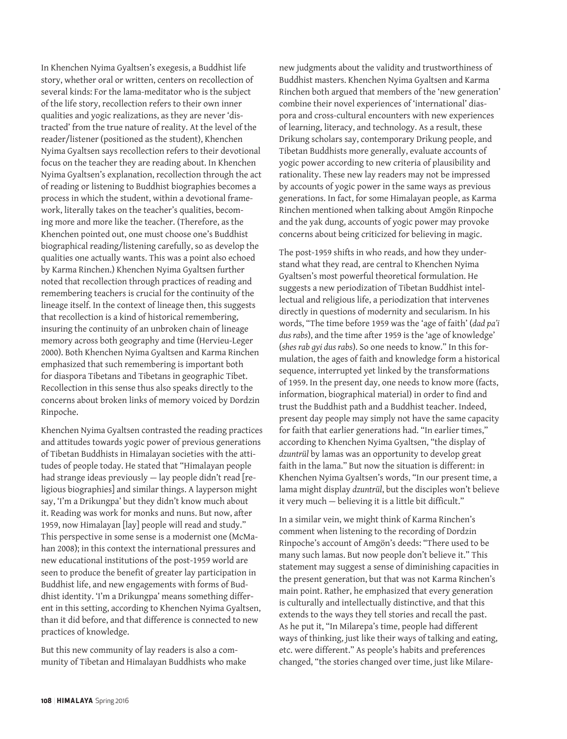In Khenchen Nyima Gyaltsen's exegesis, a Buddhist life story, whether oral or written, centers on recollection of several kinds: For the lama-meditator who is the subject of the life story, recollection refers to their own inner qualities and yogic realizations, as they are never 'distracted' from the true nature of reality. At the level of the reader/listener (positioned as the student), Khenchen Nyima Gyaltsen says recollection refers to their devotional focus on the teacher they are reading about. In Khenchen Nyima Gyaltsen's explanation, recollection through the act of reading or listening to Buddhist biographies becomes a process in which the student, within a devotional framework, literally takes on the teacher's qualities, becoming more and more like the teacher. (Therefore, as the Khenchen pointed out, one must choose one's Buddhist biographical reading/listening carefully, so as develop the qualities one actually wants. This was a point also echoed by Karma Rinchen.) Khenchen Nyima Gyaltsen further noted that recollection through practices of reading and remembering teachers is crucial for the continuity of the lineage itself. In the context of lineage then, this suggests that recollection is a kind of historical remembering, insuring the continuity of an unbroken chain of lineage memory across both geography and time (Hervieu-Leger 2000). Both Khenchen Nyima Gyaltsen and Karma Rinchen emphasized that such remembering is important both for diaspora Tibetans and Tibetans in geographic Tibet. Recollection in this sense thus also speaks directly to the concerns about broken links of memory voiced by Dordzin Rinpoche.

Khenchen Nyima Gyaltsen contrasted the reading practices and attitudes towards yogic power of previous generations of Tibetan Buddhists in Himalayan societies with the attitudes of people today. He stated that "Himalayan people had strange ideas previously — lay people didn't read [religious biographies] and similar things. A layperson might say, 'I'm a Drikungpa' but they didn't know much about it. Reading was work for monks and nuns. But now, after 1959, now Himalayan [lay] people will read and study." This perspective in some sense is a modernist one (McMahan 2008); in this context the international pressures and new educational institutions of the post-1959 world are seen to produce the benefit of greater lay participation in Buddhist life, and new engagements with forms of Buddhist identity. 'I'm a Drikungpa' means something different in this setting, according to Khenchen Nyima Gyaltsen, than it did before, and that difference is connected to new practices of knowledge.

But this new community of lay readers is also a community of Tibetan and Himalayan Buddhists who make new judgments about the validity and trustworthiness of Buddhist masters. Khenchen Nyima Gyaltsen and Karma Rinchen both argued that members of the 'new generation' combine their novel experiences of 'international' diaspora and cross-cultural encounters with new experiences of learning, literacy, and technology. As a result, these Drikung scholars say, contemporary Drikung people, and Tibetan Buddhists more generally, evaluate accounts of yogic power according to new criteria of plausibility and rationality. These new lay readers may not be impressed by accounts of yogic power in the same ways as previous generations. In fact, for some Himalayan people, as Karma Rinchen mentioned when talking about Amgön Rinpoche and the yak dung, accounts of yogic power may provoke concerns about being criticized for believing in magic.

The post-1959 shifts in who reads, and how they understand what they read, are central to Khenchen Nyima Gyaltsen's most powerful theoretical formulation. He suggests a new periodization of Tibetan Buddhist intellectual and religious life, a periodization that intervenes directly in questions of modernity and secularism. In his words, "The time before 1959 was the 'age of faith' (*dad pa'i dus rabs*), and the time after 1959 is the 'age of knowledge' (*shes rab gyi dus rabs*). So one needs to know." In this formulation, the ages of faith and knowledge form a historical sequence, interrupted yet linked by the transformations of 1959. In the present day, one needs to know more (facts, information, biographical material) in order to find and trust the Buddhist path and a Buddhist teacher. Indeed, present day people may simply not have the same capacity for faith that earlier generations had. "In earlier times," according to Khenchen Nyima Gyaltsen, "the display of *dzuntrül* by lamas was an opportunity to develop great faith in the lama." But now the situation is different: in Khenchen Nyima Gyaltsen's words, "In our present time, a lama might display *dzuntrül*, but the disciples won't believe it very much — believing it is a little bit difficult."

In a similar vein, we might think of Karma Rinchen's comment when listening to the recording of Dordzin Rinpoche's account of Amgön's deeds: "There used to be many such lamas. But now people don't believe it." This statement may suggest a sense of diminishing capacities in the present generation, but that was not Karma Rinchen's main point. Rather, he emphasized that every generation is culturally and intellectually distinctive, and that this extends to the ways they tell stories and recall the past. As he put it, "In Milarepa's time, people had different ways of thinking, just like their ways of talking and eating, etc. were different." As people's habits and preferences changed, "the stories changed over time, just like Milare-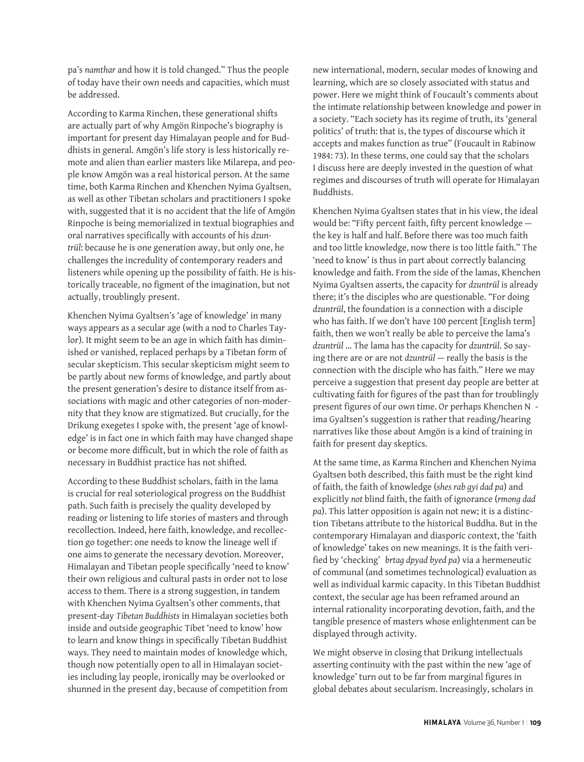pa's *namthar* and how it is told changed." Thus the people of today have their own needs and capacities, which must be addressed.

According to Karma Rinchen, these generational shifts are actually part of why Amgön Rinpoche's biography is important for present day Himalayan people and for Buddhists in general. Amgön's life story is less historically remote and alien than earlier masters like Milarepa, and people know Amgön was a real historical person. At the same time, both Karma Rinchen and Khenchen Nyima Gyaltsen, as well as other Tibetan scholars and practitioners I spoke with, suggested that it is no accident that the life of Amgön Rinpoche is being memorialized in textual biographies and oral narratives specifically with accounts of his *dzuntrül*: because he is one generation away, but only one, he challenges the incredulity of contemporary readers and listeners while opening up the possibility of faith. He is historically traceable, no figment of the imagination, but not actually, troublingly present.

Khenchen Nyima Gyaltsen's 'age of knowledge' in many ways appears as a secular age (with a nod to Charles Taylor). It might seem to be an age in which faith has diminished or vanished, replaced perhaps by a Tibetan form of secular skepticism. This secular skepticism might seem to be partly about new forms of knowledge, and partly about the present generation's desire to distance itself from associations with magic and other categories of non-modernity that they know are stigmatized. But crucially, for the Drikung exegetes I spoke with, the present 'age of knowledge' is in fact one in which faith may have changed shape or become more difficult, but in which the role of faith as necessary in Buddhist practice has not shifted.

According to these Buddhist scholars, faith in the lama is crucial for real soteriological progress on the Buddhist path. Such faith is precisely the quality developed by reading or listening to life stories of masters and through recollection. Indeed, here faith, knowledge, and recollection go together: one needs to know the lineage well if one aims to generate the necessary devotion. Moreover, Himalayan and Tibetan people specifically 'need to know' their own religious and cultural pasts in order not to lose access to them. There is a strong suggestion, in tandem with Khenchen Nyima Gyaltsen's other comments, that present-day *Tibetan Buddhists* in Himalayan societies both inside and outside geographic Tibet 'need to know' how to learn and know things in specifically Tibetan Buddhist ways. They need to maintain modes of knowledge which, though now potentially open to all in Himalayan societies including lay people, ironically may be overlooked or shunned in the present day, because of competition from new international, modern, secular modes of knowing and learning, which are so closely associated with status and power. Here we might think of Foucault's comments about the intimate relationship between knowledge and power in a society. "Each society has its regime of truth, its 'general politics' of truth: that is, the types of discourse which it accepts and makes function as true" (Foucault in Rabinow 1984: 73). In these terms, one could say that the scholars I discuss here are deeply invested in the question of what regimes and discourses of truth will operate for Himalayan Buddhists.

Khenchen Nyima Gyaltsen states that in his view, the ideal would be: "Fifty percent faith, fifty percent knowledge — the key is half and half. Before there was too much faith and too little knowledge, now there is too little faith." The 'need to know' is thus in part about correctly balancing knowledge and faith. From the side of the lamas, Khenchen Nyima Gyaltsen asserts, the capacity for *dzuntrül* is already there; it's the disciples who are questionable. "For doing *dzuntrül*, the foundation is a connection with a disciple who has faith. If we don't have 100 percent [English term] faith, then we won't really be able to perceive the lama's *dzuntrül* … The lama has the capacity for *dzuntrül*. So saying there are or are not *dzuntrül* — really the basis is the connection with the disciple who has faith." Here we may perceive a suggestion that present day people are better at cultivating faith for figures of the past than for troublingly present figures of our own time. Or perhaps Khenchen Nyima Gyaltsen's suggestion is rather that reading/hearing narratives like those about Amgön is a kind of training in faith for present day skeptics.

At the same time, as Karma Rinchen and Khenchen Nyima Gyaltsen both described, this faith must be the right kind of faith, the faith of knowledge (*shes rab gyi dad pa*) and explicitly *not* blind faith, the faith of ignorance (*rmong dad pa*). This latter opposition is again not new; it is a distinction Tibetans attribute to the historical Buddha. But in the contemporary Himalayan and diasporic context, the 'faith of knowledge' takes on new meanings. It is the faith verified by 'checking' (*brtag dpyad byed pa*) via a hermeneutic of communal (and sometimes technological) evaluation as well as individual karmic capacity. In this Tibetan Buddhist context, the secular age has been reframed around an internal rationality incorporating devotion, faith, and the tangible presence of masters whose enlightenment can be displayed through activity.

We might observe in closing that Drikung intellectuals asserting continuity with the past within the new 'age of knowledge' turn out to be far from marginal figures in global debates about secularism. Increasingly, scholars in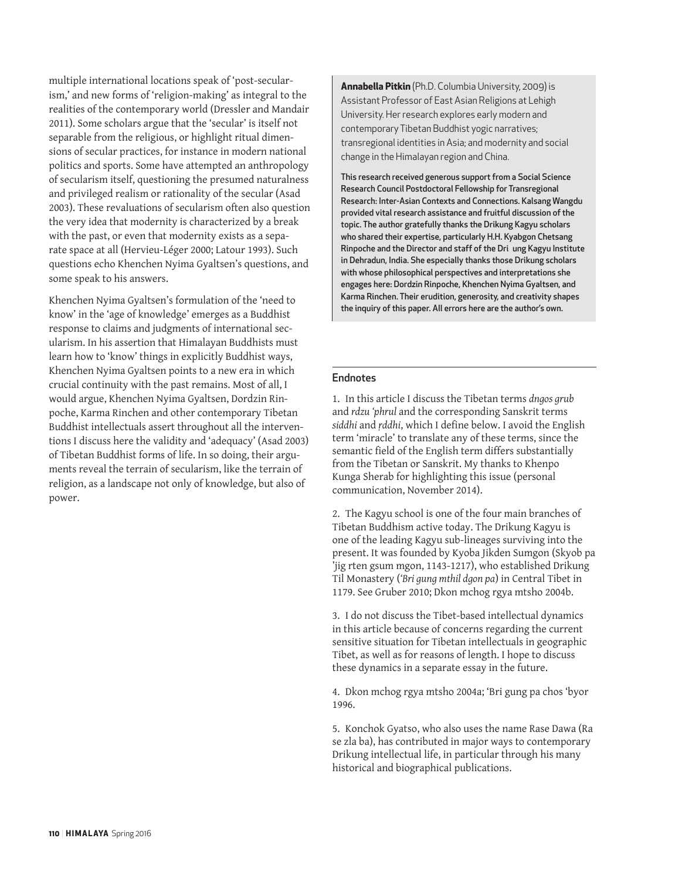multiple international locations speak of 'post-secularism,' and new forms of 'religion-making' as integral to the realities of the contemporary world (Dressler and Mandair 2011). Some scholars argue that the 'secular' is itself not separable from the religious, or highlight ritual dimensions of secular practices, for instance in modern national politics and sports. Some have attempted an anthropology of secularism itself, questioning the presumed naturalness and privileged realism or rationality of the secular (Asad 2003). These revaluations of secularism often also question the very idea that modernity is characterized by a break with the past, or even that modernity exists as a separate space at all (Hervieu-Léger 2000; Latour 1993). Such questions echo Khenchen Nyima Gyaltsen's questions, and some speak to his answers.

Khenchen Nyima Gyaltsen's formulation of the 'need to know' in the 'age of knowledge' emerges as a Buddhist response to claims and judgments of international secularism. In his assertion that Himalayan Buddhists must learn how to 'know' things in explicitly Buddhist ways, Khenchen Nyima Gyaltsen points to a new era in which crucial continuity with the past remains. Most of all, I would argue, Khenchen Nyima Gyaltsen, Dordzin Rinpoche, Karma Rinchen and other contemporary Tibetan Buddhist intellectuals assert throughout all the interventions I discuss here the validity and 'adequacy' (Asad 2003) of Tibetan Buddhist forms of life. In so doing, their arguments reveal the terrain of secularism, like the terrain of religion, as a landscape not only of knowledge, but also of power.

**Annabella Pitkin** (Ph.D. Columbia University, 2009) is Assistant Professor of East Asian Religions at Lehigh University. Her research explores early modern and contemporary Tibetan Buddhist yogic narratives; transregional identities in Asia; and modernity and social change in the Himalayan region and China.

This research received generous support from a Social Science Research Council Postdoctoral Fellowship for Transregional Research: Inter-Asian Contexts and Connections. Kalsang Wangdu provided vital research assistance and fruitful discussion of the topic. The author gratefully thanks the Drikung Kagyu scholars who shared their expertise, particularly H.H. Kyabgon Chetsang Rinpoche and the Director and staff of the Dri ung Kagyu Institute in Dehradun, India. She especially thanks those Drikung scholars with whose philosophical perspectives and interpretations she engages here: Dordzin Rinpoche, Khenchen Nyima Gyaltsen, and Karma Rinchen. Their erudition, generosity, and creativity shapes the inquiry of this paper. All errors here are the author's own.

## Endnotes

1. In this article I discuss the Tibetan terms *dngos grub* and *rdzu 'phrul* and the corresponding Sanskrit terms *siddhi* and *ṛddhi*, which I define below. I avoid the English term 'miracle' to translate any of these terms, since the semantic field of the English term differs substantially from the Tibetan or Sanskrit. My thanks to Khenpo Kunga Sherab for highlighting this issue (personal communication, November 2014).

2. The Kagyu school is one of the four main branches of Tibetan Buddhism active today. The Drikung Kagyu is one of the leading Kagyu sub-lineages surviving into the present. It was founded by Kyoba Jikden Sumgon (Skyob pa 'jig rten gsum mgon, 1143-1217), who established Drikung Til Monastery (*'Bri gung mthil dgon pa*) in Central Tibet in 1179. See Gruber 2010; Dkon mchog rgya mtsho 2004b.

3. I do not discuss the Tibet-based intellectual dynamics in this article because of concerns regarding the current sensitive situation for Tibetan intellectuals in geographic Tibet, as well as for reasons of length. I hope to discuss these dynamics in a separate essay in the future.

4. Dkon mchog rgya mtsho 2004a; 'Bri gung pa chos 'byor 1996.

5. Konchok Gyatso, who also uses the name Rase Dawa (Ra se zla ba), has contributed in major ways to contemporary Drikung intellectual life, in particular through his many historical and biographical publications.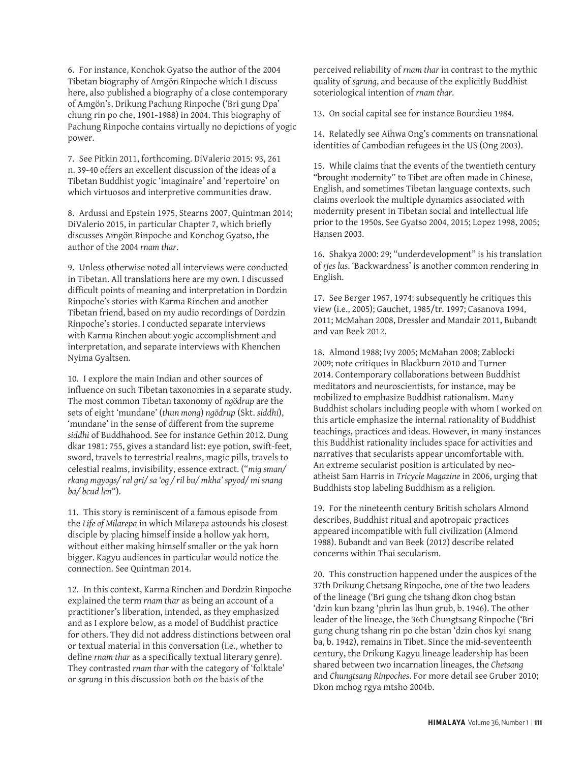6. For instance, Konchok Gyatso the author of the 2004 Tibetan biography of Amgön Rinpoche which I discuss here, also published a biography of a close contemporary of Amgön's, Drikung Pachung Rinpoche ('Bri gung Dpa' chung rin po che, 1901-1988) in 2004. This biography of Pachung Rinpoche contains virtually no depictions of yogic power.

7. See Pitkin 2011, forthcoming. DiValerio 2015: 93, 261 n. 39-40 offers an excellent discussion of the ideas of a Tibetan Buddhist yogic 'imaginaire' and 'repertoire' on which virtuosos and interpretive communities draw.

8. Ardussi and Epstein 1975, Stearns 2007, Quintman 2014; DiValerio 2015, in particular Chapter 7, which briefly discusses Amgön Rinpoche and Konchog Gyatso, the author of the 2004 *rnam thar*.

9. Unless otherwise noted all interviews were conducted in Tibetan. All translations here are my own. I discussed difficult points of meaning and interpretation in Dordzin Rinpoche's stories with Karma Rinchen and another Tibetan friend, based on my audio recordings of Dordzin Rinpoche's stories. I conducted separate interviews with Karma Rinchen about yogic accomplishment and interpretation, and separate interviews with Khenchen Nyima Gyaltsen.

10. I explore the main Indian and other sources of influence on such Tibetan taxonomies in a separate study. The most common Tibetan taxonomy of *ngödrup* are the sets of eight 'mundane' (*thun mong*) *ngödrup* (Skt. *siddhi*), 'mundane' in the sense of different from the supreme *siddhi* of Buddhahood. See for instance Gethin 2012. Dung dkar 1981: 755, gives a standard list: eye potion, swift-feet, sword, travels to terrestrial realms, magic pills, travels to celestial realms, invisibility, essence extract. ("*mig sman/ rkang mgyogs/ ral gri/ sa 'og / ril bu/ mkha' spyod/ mi snang ba/ bcud len*").

11. This story is reminiscent of a famous episode from the *Life of Milarepa* in which Milarepa astounds his closest disciple by placing himself inside a hollow yak horn, without either making himself smaller or the yak horn bigger. Kagyu audiences in particular would notice the connection. See Quintman 2014.

12. In this context, Karma Rinchen and Dordzin Rinpoche explained the term *rnam thar* as being an account of a practitioner's liberation, intended, as they emphasized and as I explore below, as a model of Buddhist practice for others. They did not address distinctions between oral or textual material in this conversation (i.e., whether to define *rnam thar* as a specifically textual literary genre). They contrasted *rnam thar* with the category of 'folktale' or *sgrung* in this discussion both on the basis of the perceived reliability of *rnam thar* in contrast to the mythic quality of *sgrung*, and because of the explicitly Buddhist soteriological intention of *rnam thar*.

13. On social capital see for instance Bourdieu 1984.

14. Relatedly see Aihwa Ong's comments on transnational identities of Cambodian refugees in the US (Ong 2003).

15. While claims that the events of the twentieth century "brought modernity" to Tibet are often made in Chinese, English, and sometimes Tibetan language contexts, such claims overlook the multiple dynamics associated with modernity present in Tibetan social and intellectual life prior to the 1950s. See Gyatso 2004, 2015; Lopez 1998, 2005; Hansen 2003.

16. Shakya 2000: 29; "underdevelopment" is his translation of *rjes lus*. 'Backwardness' is another common rendering in English.

17. See Berger 1967, 1974; subsequently he critiques this view (i.e., 2005); Gauchet, 1985/tr. 1997; Casanova 1994, 2011; McMahan 2008, Dressler and Mandair 2011, Bubandt and van Beek 2012.

18. Almond 1988; Ivy 2005; McMahan 2008; Zablocki 2009; note critiques in Blackburn 2010 and Turner 2014. Contemporary collaborations between Buddhist meditators and neuroscientists, for instance, may be mobilized to emphasize Buddhist rationalism. Many Buddhist scholars including people with whom I worked on this article emphasize the internal rationality of Buddhist teachings, practices and ideas. However, in many instances this Buddhist rationality includes space for activities and narratives that secularists appear uncomfortable with. An extreme secularist position is articulated by neo-atheist Sam Harris in *Tricycle Magazine* in 2006, urging that Buddhists stop labeling Buddhism as a religion.

19. For the nineteenth century British scholars Almond describes, Buddhist ritual and apotropaic practices appeared incompatible with full civilization (Almond 1988). Bubandt and van Beek (2012) describe related concerns within Thai secularism.

20. This construction happened under the auspices of the 37th Drikung Chetsang Rinpoche, one of the two leaders of the lineage ('Bri gung che tshang dkon chog bstan 'dzin kun bzang 'phrin las lhun grub, b. 1946). The other leader of the lineage, the 36th Chungtsang Rinpoche ('Bri gung chung tshang rin po che bstan 'dzin chos kyi snang ba, b. 1942), remains in Tibet. Since the mid-seventeenth century, the Drikung Kagyu lineage leadership has been shared between two incarnation lineages, the *Chetsang* and *Chungtsang Rinpoches*. For more detail see Gruber 2010; Dkon mchog rgya mtsho 2004b.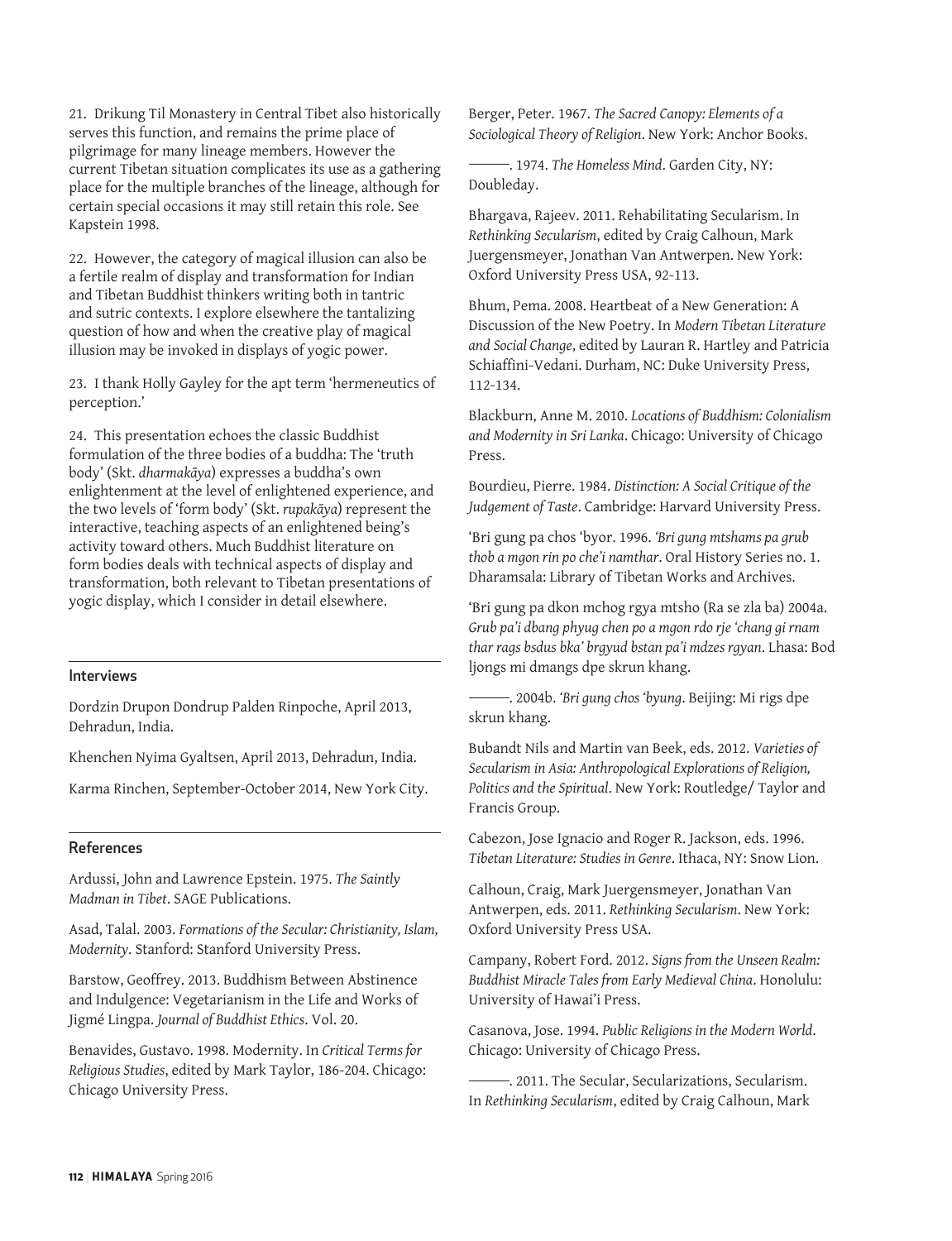21. Drikung Til Monastery in Central Tibet also historically serves this function, and remains the prime place of pilgrimage for many lineage members. However the current Tibetan situation complicates its use as a gathering place for the multiple branches of the lineage, although for certain special occasions it may still retain this role. See Kapstein 1998.

22. However, the category of magical illusion can also be a fertile realm of display and transformation for Indian and Tibetan Buddhist thinkers writing both in tantric and sutric contexts. I explore elsewhere the tantalizing question of how and when the creative play of magical illusion may be invoked in displays of yogic power.

23. I thank Holly Gayley for the apt term 'hermeneutics of perception.'

24. This presentation echoes the classic Buddhist formulation of the three bodies of a buddha: The 'truth body' (Skt. *dharmakāya*) expresses a buddha's own enlightenment at the level of enlightened experience, and the two levels of 'form body' (Skt. *rupakāya*) represent the interactive, teaching aspects of an enlightened being's activity toward others. Much Buddhist literature on form bodies deals with technical aspects of display and transformation, both relevant to Tibetan presentations of yogic display, which I consider in detail elsewhere.

## Interviews

Dordzin Drupon Dondrup Palden Rinpoche, April 2013, Dehradun, India.

Khenchen Nyima Gyaltsen, April 2013, Dehradun, India.

Karma Rinchen, September-October 2014, New York City.

## References

Ardussi, John and Lawrence Epstein. 1975. *The Saintly Madman in Tibet*. SAGE Publications.

Asad, Talal. 2003. *Formations of the Secular: Christianity, Islam, Modernity*. Stanford: Stanford University Press.

Barstow, Geoffrey. 2013. Buddhism Between Abstinence and Indulgence: Vegetarianism in the Life and Works of Jigmé Lingpa. *Journal of Buddhist Ethics*. Vol. 20.

Benavides, Gustavo. 1998. Modernity. In *Critical Terms for Religious Studies*, edited by Mark Taylor, 186-204. Chicago: Chicago University Press.

Berger, Peter. 1967. *The Sacred Canopy: Elements of a Sociological Theory of Religion*. New York: Anchor Books.

———. 1974. *The Homeless Mind*. Garden City, NY: Doubleday.

Bhargava, Rajeev. 2011. Rehabilitating Secularism. In *Rethinking Secularism*, edited by Craig Calhoun, Mark Juergensmeyer, Jonathan Van Antwerpen. New York: Oxford University Press USA, 92-113.

Bhum, Pema. 2008. Heartbeat of a New Generation: A Discussion of the New Poetry. In *Modern Tibetan Literature and Social Change*, edited by Lauran R. Hartley and Patricia Schiaffini-Vedani. Durham, NC: Duke University Press, 112-134.

Blackburn, Anne M. 2010. *Locations of Buddhism: Colonialism and Modernity in Sri Lanka*. Chicago: University of Chicago Press.

Bourdieu, Pierre. 1984. *Distinction: A Social Critique of the Judgement of Taste*. Cambridge: Harvard University Press.

'Bri gung pa chos 'byor. 1996. *'Bri gung mtshams pa grub thob a mgon rin po che'i namthar*. Oral History Series no. 1. Dharamsala: Library of Tibetan Works and Archives.

'Bri gung pa dkon mchog rgya mtsho (Ra se zla ba) 2004a. *Grub pa'i dbang phyug chen po a mgon rdo rje 'chang gi rnam thar rags bsdus bka' brgyud bstan pa'i mdzes rgyan*. Lhasa: Bod ljongs mi dmangs dpe skrun khang.

———. 2004b. *'Bri gung chos 'byung*. Beijing: Mi rigs dpe skrun khang.

Bubandt Nils and Martin van Beek, eds. 2012. *Varieties of Secularism in Asia: Anthropological Explorations of Religion, Politics and the Spiritual*. New York: Routledge/ Taylor and Francis Group.

Cabezon, Jose Ignacio and Roger R. Jackson, eds. 1996. *Tibetan Literature: Studies in Genre*. Ithaca, NY: Snow Lion.

Calhoun, Craig, Mark Juergensmeyer, Jonathan Van Antwerpen, eds. 2011. *Rethinking Secularism*. New York: Oxford University Press USA.

Campany, Robert Ford. 2012. *Signs from the Unseen Realm: Buddhist Miracle Tales from Early Medieval China*. Honolulu: University of Hawai'i Press.

Casanova, Jose. 1994. *Public Religions in the Modern World*. Chicago: University of Chicago Press.

———. 2011. The Secular, Secularizations, Secularism. In *Rethinking Secularism*, edited by Craig Calhoun, Mark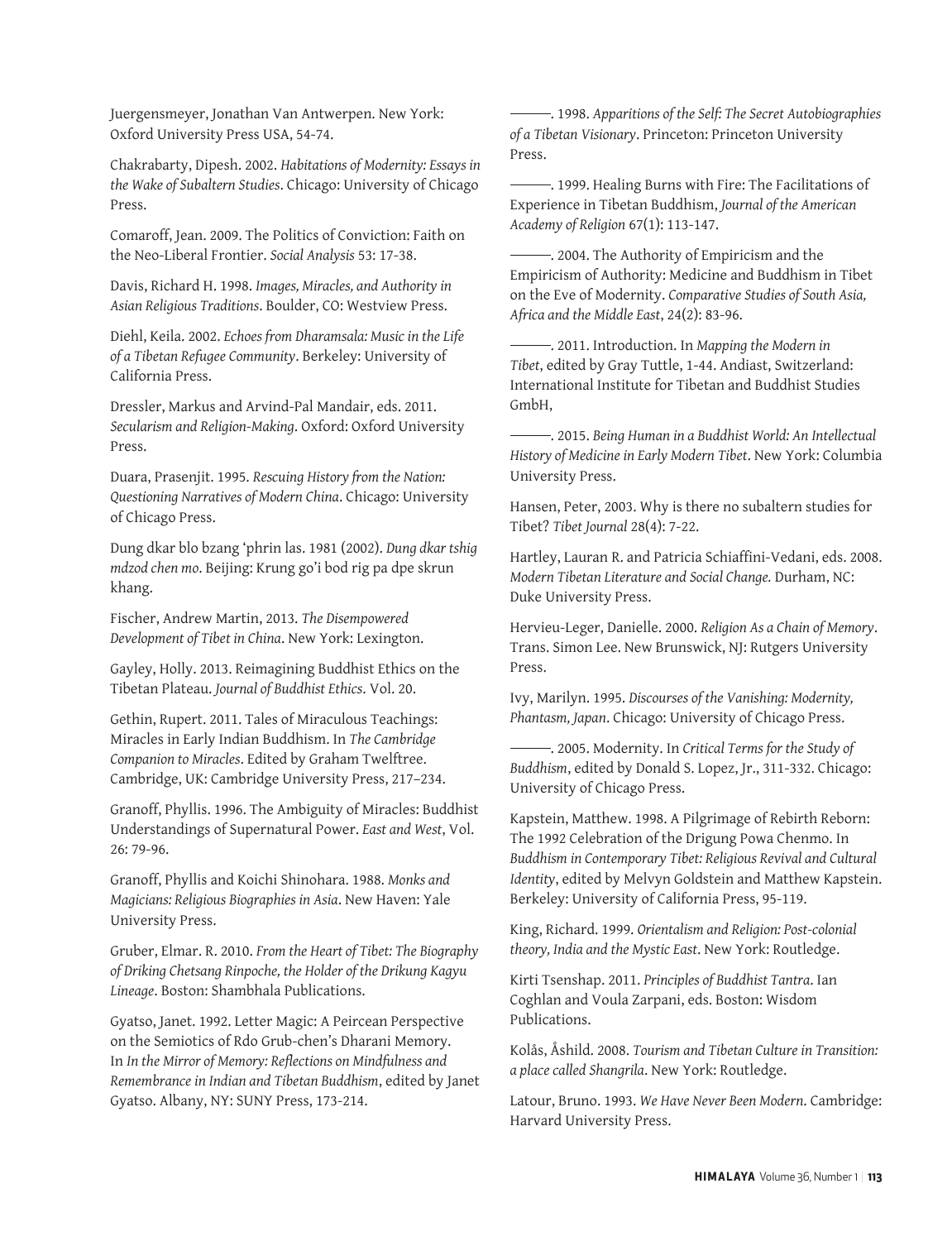Juergensmeyer, Jonathan Van Antwerpen. New York: Oxford University Press USA, 54-74.

Chakrabarty, Dipesh. 2002. *Habitations of Modernity: Essays in the Wake of Subaltern Studies*. Chicago: University of Chicago Press.

Comaroff, Jean. 2009. The Politics of Conviction: Faith on the Neo-Liberal Frontier. *Social Analysis* 53: 17-38.

Davis, Richard H. 1998. *Images, Miracles, and Authority in Asian Religious Traditions*. Boulder, CO: Westview Press.

Diehl, Keila. 2002. *Echoes from Dharamsala: Music in the Life of a Tibetan Refugee Community*. Berkeley: University of California Press.

Dressler, Markus and Arvind-Pal Mandair, eds. 2011. *Secularism and Religion-Making*. Oxford: Oxford University Press.

Duara, Prasenjit. 1995. *Rescuing History from the Nation: Questioning Narratives of Modern China*. Chicago: University of Chicago Press.

Dung dkar blo bzang 'phrin las. 1981 (2002). *Dung dkar tshig mdzod chen mo*. Beijing: Krung go'i bod rig pa dpe skrun khang.

Fischer, Andrew Martin, 2013. *The Disempowered Development of Tibet in China*. New York: Lexington.

Gayley, Holly. 2013. Reimagining Buddhist Ethics on the Tibetan Plateau. *Journal of Buddhist Ethics*. Vol. 20.

Gethin, Rupert. 2011. Tales of Miraculous Teachings: Miracles in Early Indian Buddhism. In *The Cambridge Companion to Miracles*. Edited by Graham Twelftree. Cambridge, UK: Cambridge University Press, 217–234.

Granoff, Phyllis. 1996. The Ambiguity of Miracles: Buddhist Understandings of Supernatural Power. *East and West*, Vol. 26: 79-96.

Granoff, Phyllis and Koichi Shinohara. 1988. *Monks and Magicians: Religious Biographies in Asia*. New Haven: Yale University Press.

Gruber, Elmar. R. 2010. *From the Heart of Tibet: The Biography of Driking Chetsang Rinpoche, the Holder of the Drikung Kagyu Lineage*. Boston: Shambhala Publications.

Gyatso, Janet. 1992. Letter Magic: A Peircean Perspective on the Semiotics of Rdo Grub-chen's Dharani Memory. In *In the Mirror of Memory: Reflections on Mindfulness and Remembrance in Indian and Tibetan Buddhism*, edited by Janet Gyatso. Albany, NY: SUNY Press, 173-214.

———. 1998. *Apparitions of the Self: The Secret Autobiographies of a Tibetan Visionary*. Princeton: Princeton University Press.

———. 1999. Healing Burns with Fire: The Facilitations of Experience in Tibetan Buddhism, *Journal of the American Academy of Religion* 67(1): 113-147.

———. 2004. The Authority of Empiricism and the Empiricism of Authority: Medicine and Buddhism in Tibet on the Eve of Modernity. *Comparative Studies of South Asia, Africa and the Middle East*, 24(2): 83-96.

———. 2011. Introduction. In *Mapping the Modern in Tibet*, edited by Gray Tuttle, 1-44. Andiast, Switzerland: International Institute for Tibetan and Buddhist Studies GmbH,

———. 2015. *Being Human in a Buddhist World: An Intellectual History of Medicine in Early Modern Tibet*. New York: Columbia University Press.

Hansen, Peter, 2003. Why is there no subaltern studies for Tibet? *Tibet Journal* 28(4): 7-22.

Hartley, Lauran R. and Patricia Schiaffini-Vedani, eds. 2008. *Modern Tibetan Literature and Social Change.* Durham, NC: Duke University Press.

Hervieu-Leger, Danielle. 2000. *Religion As a Chain of Memory*. Trans. Simon Lee. New Brunswick, NJ: Rutgers University Press.

Ivy, Marilyn. 1995. *Discourses of the Vanishing: Modernity, Phantasm, Japan*. Chicago: University of Chicago Press.

———. 2005. Modernity. In *Critical Terms for the Study of Buddhism*, edited by Donald S. Lopez, Jr., 311-332. Chicago: University of Chicago Press.

Kapstein, Matthew. 1998. A Pilgrimage of Rebirth Reborn: The 1992 Celebration of the Drigung Powa Chenmo. In *Buddhism in Contemporary Tibet: Religious Revival and Cultural Identity*, edited by Melvyn Goldstein and Matthew Kapstein. Berkeley: University of California Press, 95-119.

King, Richard. 1999. *Orientalism and Religion: Post-colonial theory, India and the Mystic East*. New York: Routledge.

Kirti Tsenshap. 2011. *Principles of Buddhist Tantra*. Ian Coghlan and Voula Zarpani, eds. Boston: Wisdom Publications.

Kolås, Åshild. 2008. *Tourism and Tibetan Culture in Transition: a place called Shangrila*. New York: Routledge.

Latour, Bruno. 1993. *We Have Never Been Modern*. Cambridge: Harvard University Press.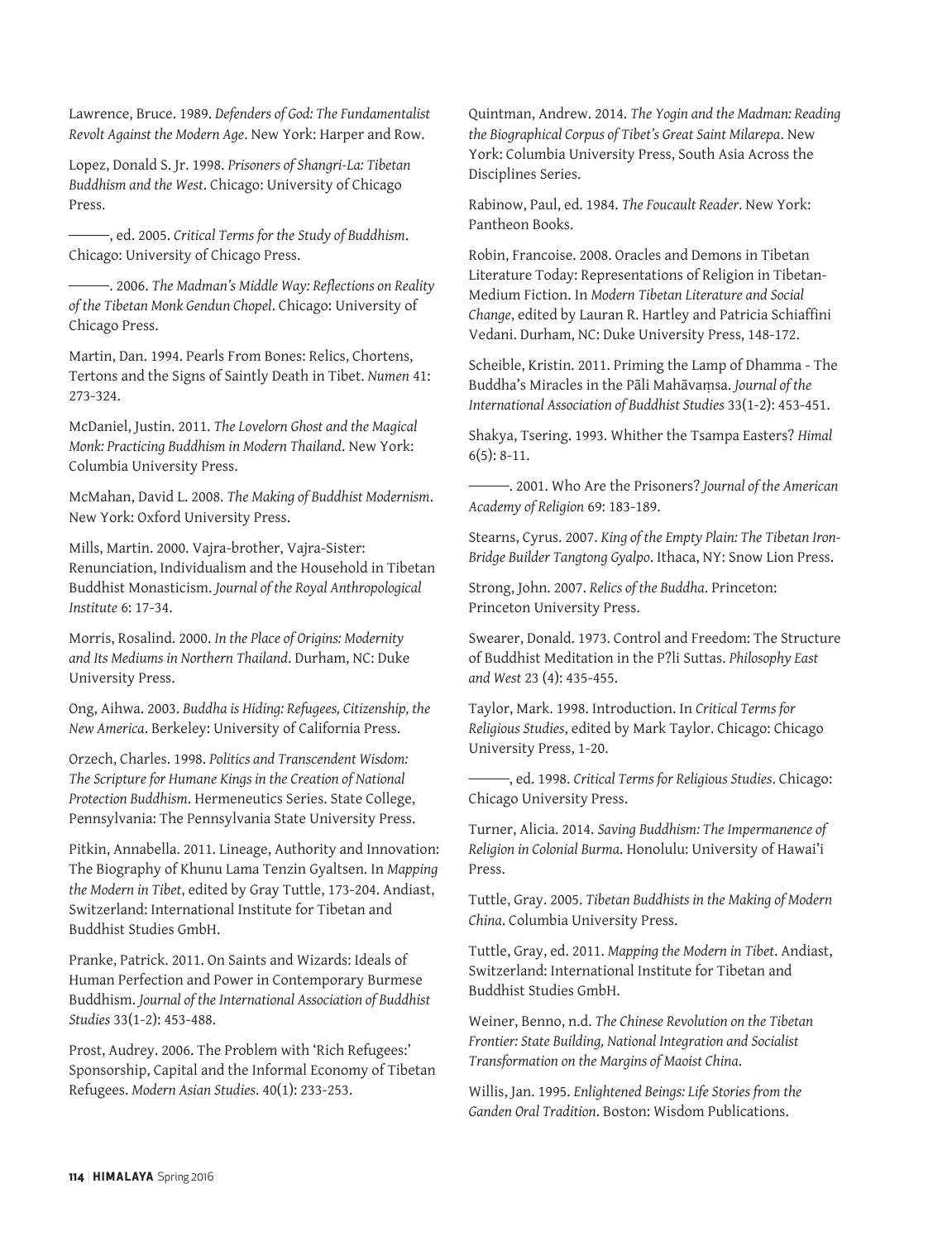Lawrence, Bruce. 1989. *Defenders of God: The Fundamentalist Revolt Against the Modern Age*. New York: Harper and Row.

Lopez, Donald S. Jr. 1998. *Prisoners of Shangri-La: Tibetan Buddhism and the West*. Chicago: University of Chicago Press.

———, ed. 2005. *Critical Terms for the Study of Buddhism*. Chicago: University of Chicago Press.

———. 2006. *The Madman's Middle Way: Reflections on Reality of the Tibetan Monk Gendun Chopel*. Chicago: University of Chicago Press.

Martin, Dan. 1994. Pearls From Bones: Relics, Chortens, Tertons and the Signs of Saintly Death in Tibet. *Numen* 41: 273-324.

McDaniel, Justin. 2011. *The Lovelorn Ghost and the Magical Monk: Practicing Buddhism in Modern Thailand*. New York: Columbia University Press.

McMahan, David L. 2008. *The Making of Buddhist Modernism*. New York: Oxford University Press.

Mills, Martin. 2000. Vajra-brother, Vajra-Sister: Renunciation, Individualism and the Household in Tibetan Buddhist Monasticism. *Journal of the Royal Anthropological Institute* 6: 17-34.

Morris, Rosalind. 2000. *In the Place of Origins: Modernity and Its Mediums in Northern Thailand*. Durham, NC: Duke University Press.

Ong, Aihwa. 2003. *Buddha is Hiding: Refugees, Citizenship, the New America*. Berkeley: University of California Press.

Orzech, Charles. 1998. *Politics and Transcendent Wisdom: The Scripture for Humane Kings in the Creation of National Protection Buddhism*. Hermeneutics Series. State College, Pennsylvania: The Pennsylvania State University Press.

Pitkin, Annabella. 2011. Lineage, Authority and Innovation: The Biography of Khunu Lama Tenzin Gyaltsen. In *Mapping the Modern in Tibet*, edited by Gray Tuttle, 173-204. Andiast, Switzerland: International Institute for Tibetan and Buddhist Studies GmbH.

Pranke, Patrick. 2011. On Saints and Wizards: Ideals of Human Perfection and Power in Contemporary Burmese Buddhism. *Journal of the International Association of Buddhist Studies* 33(1-2): 453-488.

Prost, Audrey. 2006. The Problem with 'Rich Refugees:' Sponsorship, Capital and the Informal Economy of Tibetan Refugees. *Modern Asian Studies*. 40(1): 233-253.

Quintman, Andrew. 2014. *The Yogin and the Madman: Reading the Biographical Corpus of Tibet's Great Saint Milarepa*. New York: Columbia University Press, South Asia Across the Disciplines Series.

Rabinow, Paul, ed. 1984. *The Foucault Reader*. New York: Pantheon Books.

Robin, Francoise. 2008. Oracles and Demons in Tibetan Literature Today: Representations of Religion in Tibetan-Medium Fiction. In *Modern Tibetan Literature and Social Change*, edited by Lauran R. Hartley and Patricia Schiaffini Vedani. Durham, NC: Duke University Press, 148-172.

Scheible, Kristin. 2011. Priming the Lamp of Dhamma - The Buddha's Miracles in the Pāli Mahāvaṃsa. *Journal of the International Association of Buddhist Studies* 33(1-2): 453-451.

Shakya, Tsering. 1993. Whither the Tsampa Easters? *Himal* 6(5): 8-11.

———. 2001. Who Are the Prisoners? *Journal of the American Academy of Religion* 69: 183-189.

Stearns, Cyrus. 2007. *King of the Empty Plain: The Tibetan Iron-Bridge Builder Tangtong Gyalpo*. Ithaca, NY: Snow Lion Press.

Strong, John. 2007. *Relics of the Buddha*. Princeton: Princeton University Press.

Swearer, Donald. 1973. Control and Freedom: The Structure of Buddhist Meditation in the P?li Suttas. *Philosophy East and West* 23 (4): 435-455.

Taylor, Mark. 1998. Introduction. In *Critical Terms for Religious Studies*, edited by Mark Taylor. Chicago: Chicago University Press, 1-20.

———, ed. 1998. *Critical Terms for Religious Studies*. Chicago: Chicago University Press.

Turner, Alicia. 2014. *Saving Buddhism: The Impermanence of Religion in Colonial Burma*. Honolulu: University of Hawai'i Press.

Tuttle, Gray. 2005. *Tibetan Buddhists in the Making of Modern China*. Columbia University Press.

Tuttle, Gray, ed. 2011. *Mapping the Modern in Tibet*. Andiast, Switzerland: International Institute for Tibetan and Buddhist Studies GmbH.

Weiner, Benno, n.d. *The Chinese Revolution on the Tibetan Frontier: State Building, National Integration and Socialist Transformation on the Margins of Maoist China*.

Willis, Jan. 1995. *Enlightened Beings: Life Stories from the Ganden Oral Tradition*. Boston: Wisdom Publications.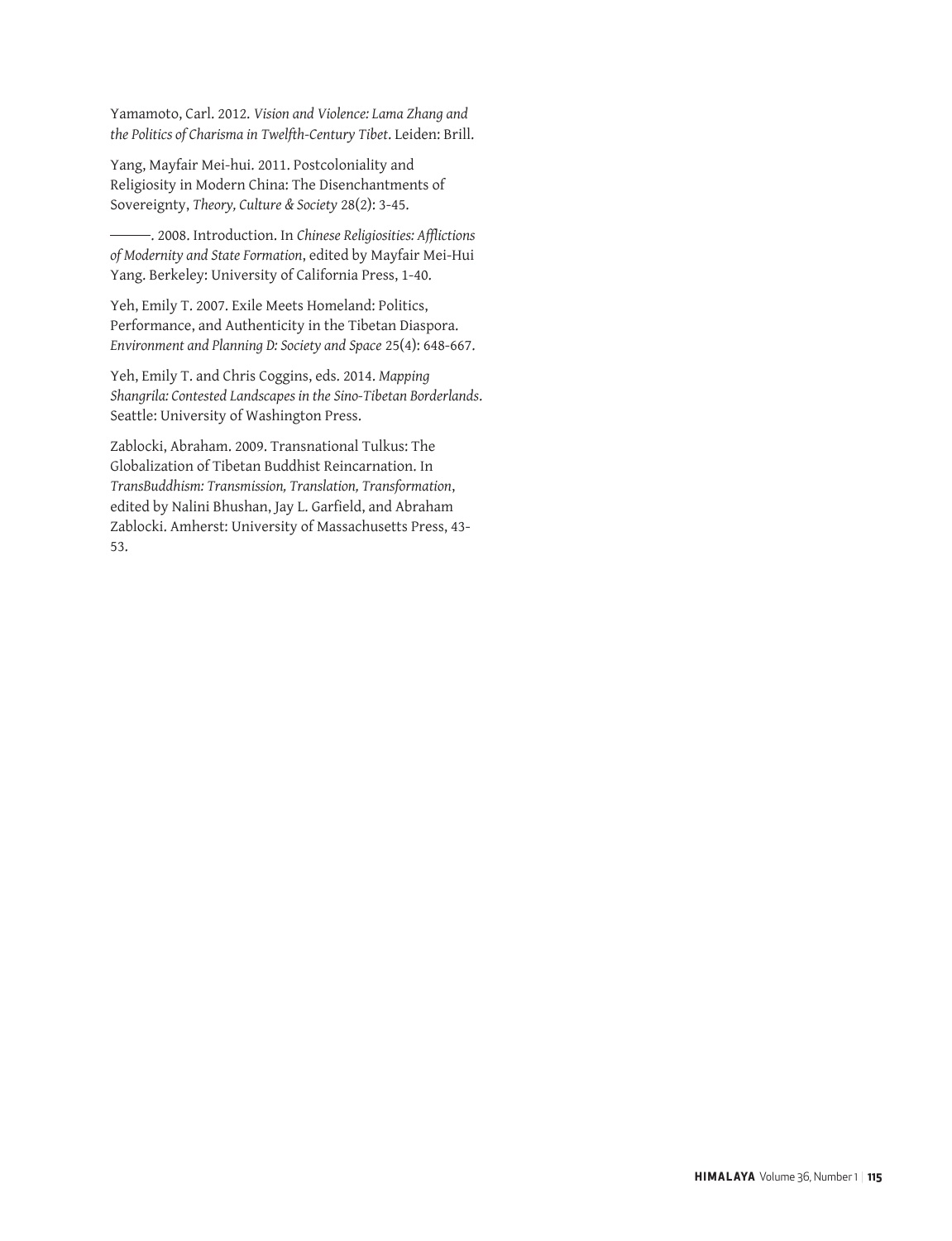Yamamoto, Carl. 2012. *Vision and Violence: Lama Zhang and the Politics of Charisma in Twelfth-Century Tibet*. Leiden: Brill.

Yang, Mayfair Mei-hui. 2011. Postcoloniality and Religiosity in Modern China: The Disenchantments of Sovereignty, *Theory, Culture & Society* 28(2): 3-45.

———. 2008. Introduction. In *Chinese Religiosities: Afflictions of Modernity and State Formation*, edited by Mayfair Mei-Hui Yang. Berkeley: University of California Press, 1-40.

Yeh, Emily T. 2007. Exile Meets Homeland: Politics, Performance, and Authenticity in the Tibetan Diaspora. *Environment and Planning D: Society and Space* 25(4): 648-667.

Yeh, Emily T. and Chris Coggins, eds. 2014. *Mapping Shangrila: Contested Landscapes in the Sino-Tibetan Borderlands*. Seattle: University of Washington Press.

Zablocki, Abraham. 2009. Transnational Tulkus: The Globalization of Tibetan Buddhist Reincarnation. In *TransBuddhism: Transmission, Translation, Transformation*, edited by Nalini Bhushan, Jay L. Garfield, and Abraham Zablocki. Amherst: University of Massachusetts Press, 43-53.